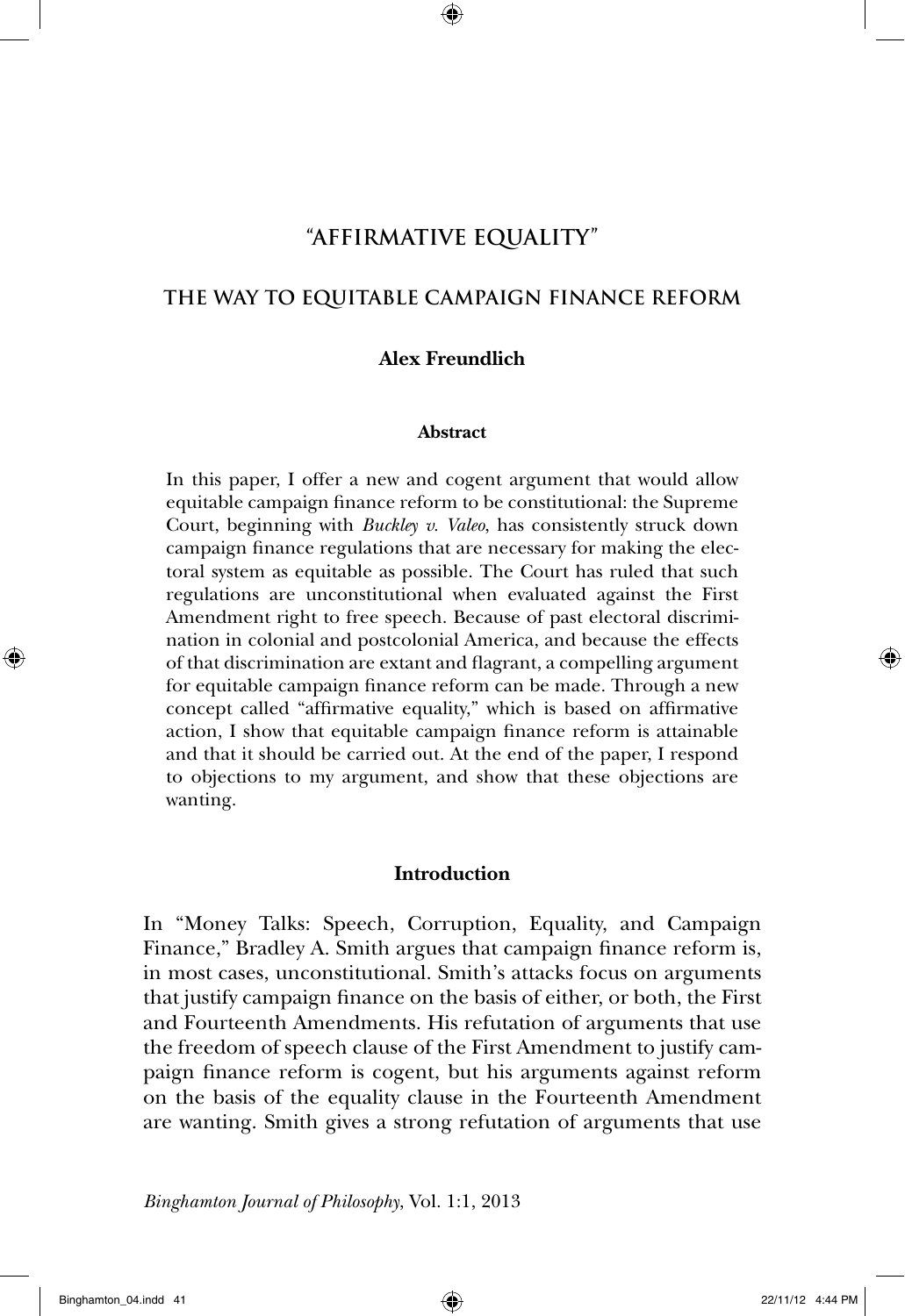# "AFFIRMATIVE EQUALITY"

## THE WAY TO EQUITABLE CAMPAIGN FINANCE REFORM

**Alex Freundlich**

**Abstract**

In this paper, I offer a new and cogent argument that would allow equitable campaign finance reform to be constitutional: the Supreme Court, beginning with *Buckley v. Valeo*, has consistently struck down campaign finance regulations that are necessary for making the electoral system as equitable as possible. The Court has ruled that such regulations are unconstitutional when evaluated against the First Amendment right to free speech. Because of past electoral discrimination in colonial and postcolonial America, and because the effects of that discrimination are extant and flagrant, a compelling argument for equitable campaign finance reform can be made. Through a new concept called "affirmative equality," which is based on affirmative action, I show that equitable campaign finance reform is attainable and that it should be carried out. At the end of the paper, I respond to objections to my argument, and show that these objections are wanting.

### Introduction

In "Money Talks: Speech, Corruption, Equality, and Campaign Finance," Bradley A. Smith argues that campaign finance reform is, in most cases, unconstitutional. Smith's attacks focus on arguments that justify campaign finance on the basis of either, or both, the First and Fourteenth Amendments. His refutation of arguments that use the freedom of speech clause of the First Amendment to justify campaign finance reform is cogent, but his arguments against reform on the basis of the equality clause in the Fourteenth Amendment are wanting. Smith gives a strong refutation of arguments that use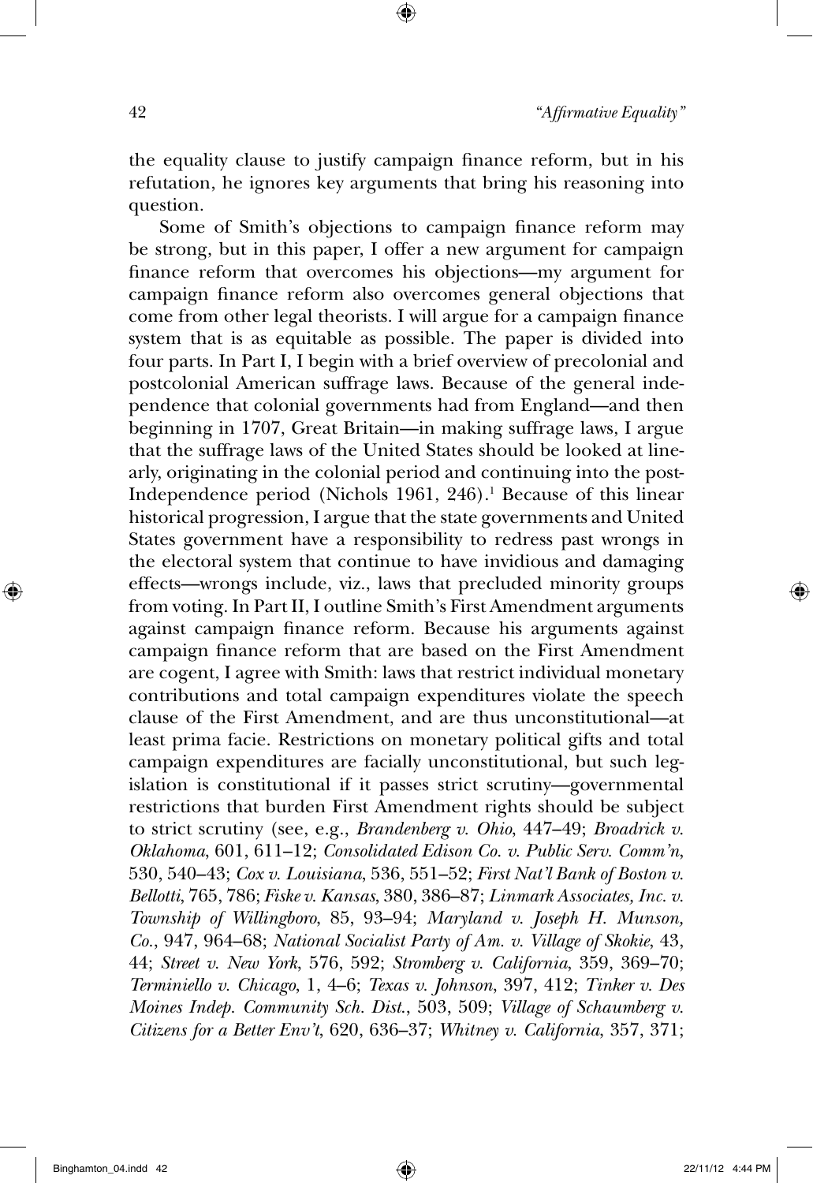the equality clause to justify campaign finance reform, but in his refutation, he ignores key arguments that bring his reasoning into question.

Some of Smith's objections to campaign finance reform may be strong, but in this paper, I offer a new argument for campaign finance reform that overcomes his objections—my argument for campaign finance reform also overcomes general objections that come from other legal theorists. I will argue for a campaign finance system that is as equitable as possible. The paper is divided into four parts. In Part I, I begin with a brief overview of precolonial and postcolonial American suffrage laws. Because of the general independence that colonial governments had from England—and then beginning in 1707, Great Britain—in making suffrage laws, I argue that the suffrage laws of the United States should be looked at linearly, originating in the colonial period and continuing into the post-Independence period (Nichols 1961, 246).[1] Because of this linear historical progression, I argue that the state governments and United States government have a responsibility to redress past wrongs in the electoral system that continue to have invidious and damaging effects—wrongs include, viz., laws that precluded minority groups from voting. In Part II, I outline Smith's First Amendment arguments against campaign finance reform. Because his arguments against campaign finance reform that are based on the First Amendment are cogent, I agree with Smith: laws that restrict individual monetary contributions and total campaign expenditures violate the speech clause of the First Amendment, and are thus unconstitutional—at least prima facie. Restrictions on monetary political gifts and total campaign expenditures are facially unconstitutional, but such legislation is constitutional if it passes strict scrutiny—governmental restrictions that burden First Amendment rights should be subject to strict scrutiny (see, e.g., *Brandenberg v. Ohio*, 447–49; *Broadrick v. Oklahoma*, 601, 611–12; *Consolidated Edison Co. v. Public Serv. Comm'n*, 530, 540–43; *Cox v. Louisiana*, 536, 551–52; *First Nat'l Bank of Boston v. Bellotti*, 765, 786; *Fiske v. Kansas*, 380, 386–87; *Linmark Associates, Inc. v. Township of Willingboro*, 85, 93–94; *Maryland v. Joseph H. Munson, Co.*, 947, 964–68; *National Socialist Party of Am. v. Village of Skokie*, 43, 44; *Street v. New York*, 576, 592; *Stromberg v. California*, 359, 369–70; *Terminiello v. Chicago*, 1, 4–6; *Texas v. Johnson*, 397, 412; *Tinker v. Des Moines Indep. Community Sch. Dist.*, 503, 509; *Village of Schaumberg v. Citizens for a Better Env't*, 620, 636–37; *Whitney v. California*, 357, 371;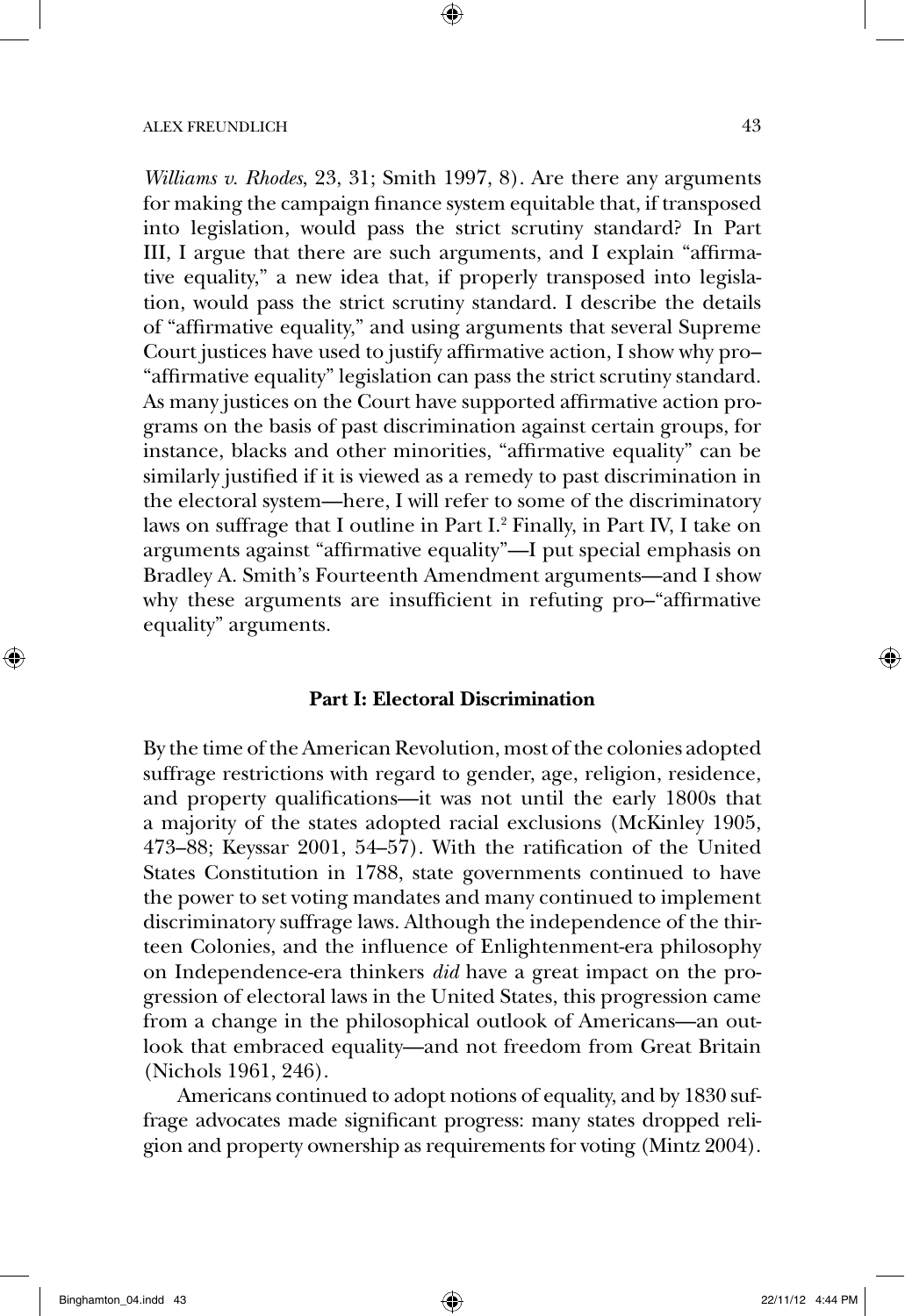*Williams v. Rhodes*, 23, 31; Smith 1997, 8). Are there any arguments for making the campaign finance system equitable that, if transposed into legislation, would pass the strict scrutiny standard? In Part III, I argue that there are such arguments, and I explain "affirmative equality," a new idea that, if properly transposed into legislation, would pass the strict scrutiny standard. I describe the details of "affirmative equality," and using arguments that several Supreme Court justices have used to justify affirmative action, I show why pro–"affirmative equality" legislation can pass the strict scrutiny standard. As many justices on the Court have supported affirmative action programs on the basis of past discrimination against certain groups, for instance, blacks and other minorities, "affirmative equality" can be similarly justified if it is viewed as a remedy to past discrimination in the electoral system—here, I will refer to some of the discriminatory laws on suffrage that I outline in Part I.[2] Finally, in Part IV, I take on arguments against "affirmative equality"—I put special emphasis on Bradley A. Smith's Fourteenth Amendment arguments—and I show why these arguments are insufficient in refuting pro–"affirmative equality" arguments.

## Part I: Electoral Discrimination

By the time of the American Revolution, most of the colonies adopted suffrage restrictions with regard to gender, age, religion, residence, and property qualifications—it was not until the early 1800s that a majority of the states adopted racial exclusions (McKinley 1905, 473–88; Keyssar 2001, 54–57). With the ratification of the United States Constitution in 1788, state governments continued to have the power to set voting mandates and many continued to implement discriminatory suffrage laws. Although the independence of the thirteen Colonies, and the influence of Enlightenment-era philosophy on Independence-era thinkers *did* have a great impact on the progression of electoral laws in the United States, this progression came from a change in the philosophical outlook of Americans—an outlook that embraced equality—and not freedom from Great Britain (Nichols 1961, 246).

Americans continued to adopt notions of equality, and by 1830 suffrage advocates made significant progress: many states dropped religion and property ownership as requirements for voting (Mintz 2004).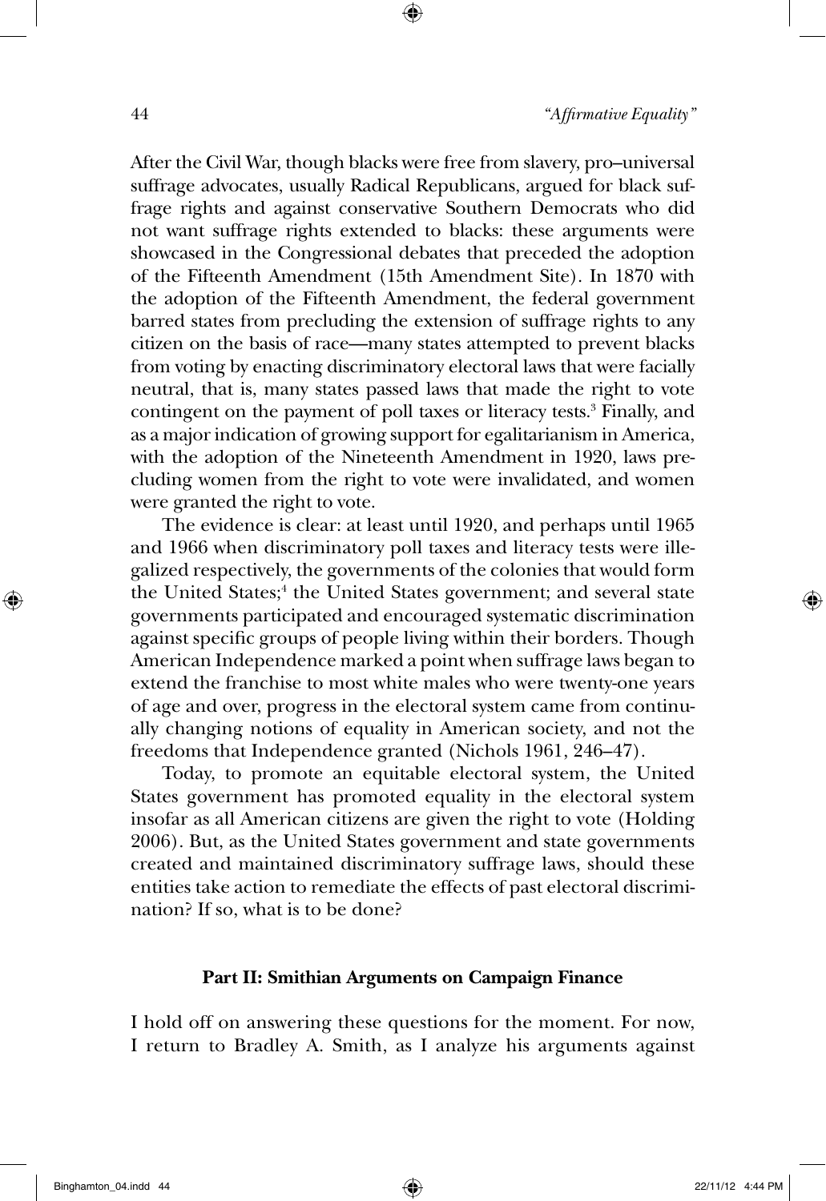After the Civil War, though blacks were free from slavery, pro–universal suffrage advocates, usually Radical Republicans, argued for black suffrage rights and against conservative Southern Democrats who did not want suffrage rights extended to blacks: these arguments were showcased in the Congressional debates that preceded the adoption of the Fifteenth Amendment (15th Amendment Site). In 1870 with the adoption of the Fifteenth Amendment, the federal government barred states from precluding the extension of suffrage rights to any citizen on the basis of race—many states attempted to prevent blacks from voting by enacting discriminatory electoral laws that were facially neutral, that is, many states passed laws that made the right to vote contingent on the payment of poll taxes or literacy tests.[3] Finally, and as a major indication of growing support for egalitarianism in America, with the adoption of the Nineteenth Amendment in 1920, laws precluding women from the right to vote were invalidated, and women were granted the right to vote.

The evidence is clear: at least until 1920, and perhaps until 1965 and 1966 when discriminatory poll taxes and literacy tests were illegalized respectively, the governments of the colonies that would form the United States;[4] the United States government; and several state governments participated and encouraged systematic discrimination against specific groups of people living within their borders. Though American Independence marked a point when suffrage laws began to extend the franchise to most white males who were twenty-one years of age and over, progress in the electoral system came from continually changing notions of equality in American society, and not the freedoms that Independence granted (Nichols 1961, 246–47).

Today, to promote an equitable electoral system, the United States government has promoted equality in the electoral system insofar as all American citizens are given the right to vote (Holding 2006). But, as the United States government and state governments created and maintained discriminatory suffrage laws, should these entities take action to remediate the effects of past electoral discrimination? If so, what is to be done?

## Part II: Smithian Arguments on Campaign Finance

I hold off on answering these questions for the moment. For now, I return to Bradley A. Smith, as I analyze his arguments against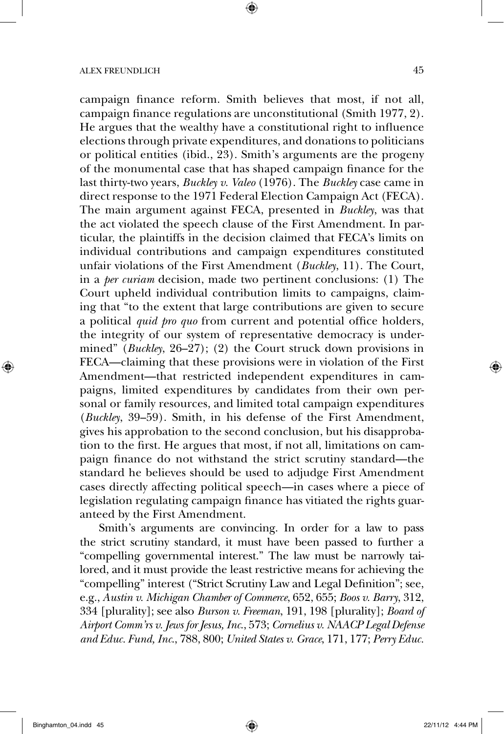campaign finance reform. Smith believes that most, if not all, campaign finance regulations are unconstitutional (Smith 1977, 2). He argues that the wealthy have a constitutional right to influence elections through private expenditures, and donations to politicians or political entities (ibid., 23). Smith's arguments are the progeny of the monumental case that has shaped campaign finance for the last thirty-two years, *Buckley v. Valeo* (1976). The *Buckley* case came in direct response to the 1971 Federal Election Campaign Act (FECA). The main argument against FECA, presented in *Buckley*, was that the act violated the speech clause of the First Amendment. In particular, the plaintiffs in the decision claimed that FECA's limits on individual contributions and campaign expenditures constituted unfair violations of the First Amendment (*Buckley*, 11). The Court, in a *per curiam* decision, made two pertinent conclusions: (1) The Court upheld individual contribution limits to campaigns, claiming that "to the extent that large contributions are given to secure a political *quid pro quo* from current and potential office holders, the integrity of our system of representative democracy is undermined" (*Buckley*, 26–27); (2) the Court struck down provisions in FECA—claiming that these provisions were in violation of the First Amendment—that restricted independent expenditures in campaigns, limited expenditures by candidates from their own personal or family resources, and limited total campaign expenditures (*Buckley*, 39–59). Smith, in his defense of the First Amendment, gives his approbation to the second conclusion, but his disapprobation to the first. He argues that most, if not all, limitations on campaign finance do not withstand the strict scrutiny standard—the standard he believes should be used to adjudge First Amendment cases directly affecting political speech—in cases where a piece of legislation regulating campaign finance has vitiated the rights guaranteed by the First Amendment.

Smith's arguments are convincing. In order for a law to pass the strict scrutiny standard, it must have been passed to further a "compelling governmental interest." The law must be narrowly tailored, and it must provide the least restrictive means for achieving the "compelling" interest ("Strict Scrutiny Law and Legal Definition"; see, e.g., *Austin v. Michigan Chamber of Commerce*, 652, 655; *Boos v. Barry*, 312, 334 [plurality]; see also *Burson v. Freeman*, 191, 198 [plurality]; *Board of Airport Comm'rs v. Jews for Jesus, Inc.*, 573; *Cornelius v. NAACP Legal Defense and Educ. Fund, Inc.*, 788, 800; *United States v. Grace*, 171, 177; *Perry Educ.*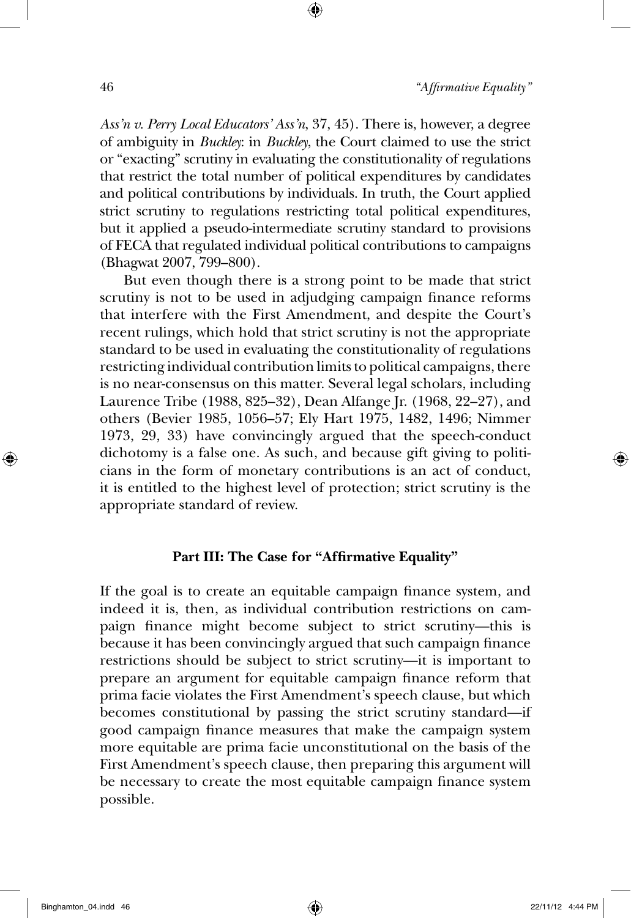*Ass'n v. Perry Local Educators' Ass'n*, 37, 45). There is, however, a degree of ambiguity in *Buckley*: in *Buckley*, the Court claimed to use the strict or "exacting" scrutiny in evaluating the constitutionality of regulations that restrict the total number of political expenditures by candidates and political contributions by individuals. In truth, the Court applied strict scrutiny to regulations restricting total political expenditures, but it applied a pseudo-intermediate scrutiny standard to provisions of FECA that regulated individual political contributions to campaigns (Bhagwat 2007, 799–800).

But even though there is a strong point to be made that strict scrutiny is not to be used in adjudging campaign finance reforms that interfere with the First Amendment, and despite the Court's recent rulings, which hold that strict scrutiny is not the appropriate standard to be used in evaluating the constitutionality of regulations restricting individual contribution limits to political campaigns, there is no near-consensus on this matter. Several legal scholars, including Laurence Tribe (1988, 825–32), Dean Alfange Jr. (1968, 22–27), and others (Bevier 1985, 1056–57; Ely Hart 1975, 1482, 1496; Nimmer 1973, 29, 33) have convincingly argued that the speech-conduct dichotomy is a false one. As such, and because gift giving to politicians in the form of monetary contributions is an act of conduct, it is entitled to the highest level of protection; strict scrutiny is the appropriate standard of review.

## Part III: The Case for "Affirmative Equality"

If the goal is to create an equitable campaign finance system, and indeed it is, then, as individual contribution restrictions on campaign finance might become subject to strict scrutiny—this is because it has been convincingly argued that such campaign finance restrictions should be subject to strict scrutiny—it is important to prepare an argument for equitable campaign finance reform that prima facie violates the First Amendment's speech clause, but which becomes constitutional by passing the strict scrutiny standard—if good campaign finance measures that make the campaign system more equitable are prima facie unconstitutional on the basis of the First Amendment's speech clause, then preparing this argument will be necessary to create the most equitable campaign finance system possible.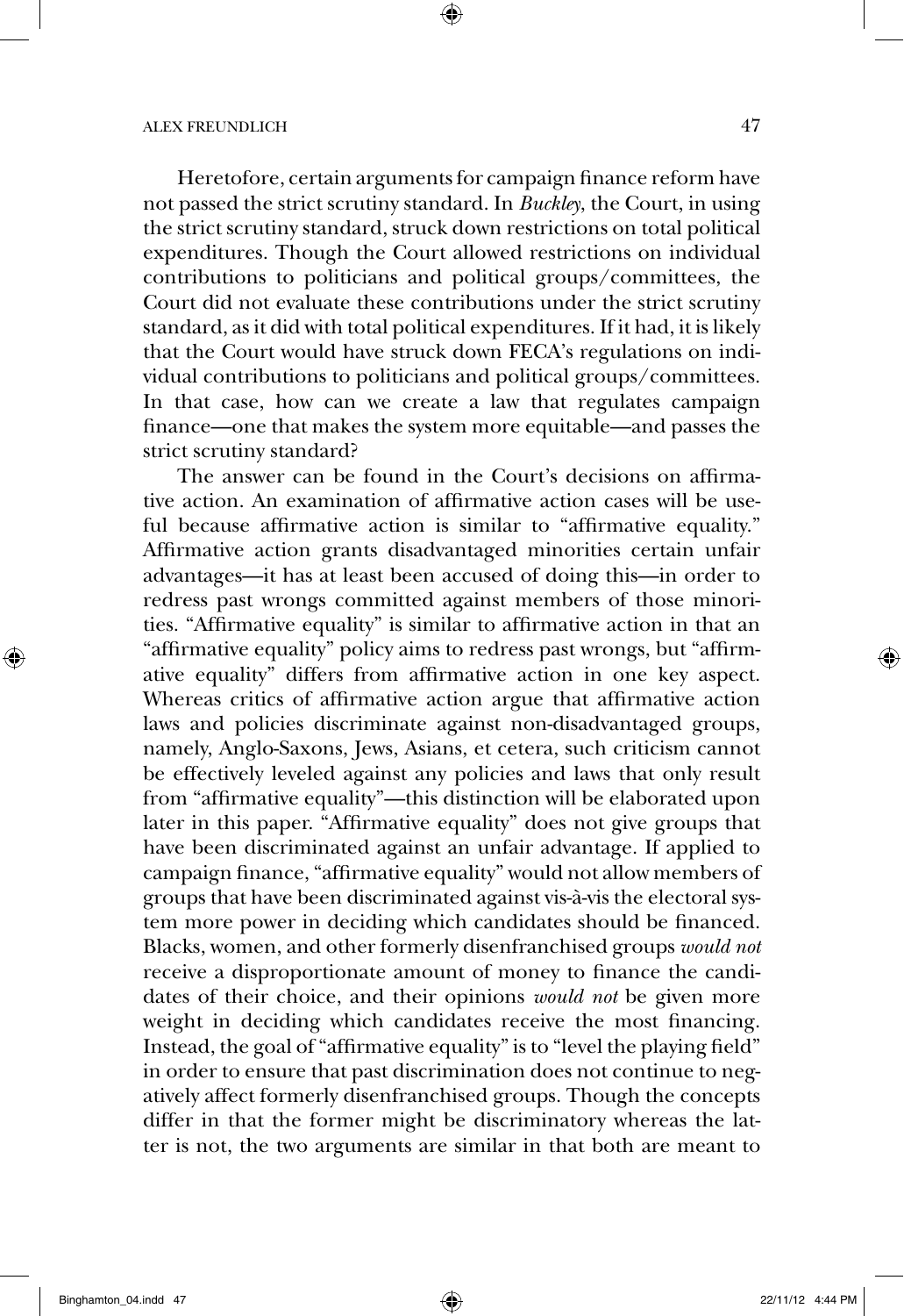Heretofore, certain arguments for campaign finance reform have not passed the strict scrutiny standard. In *Buckley*, the Court, in using the strict scrutiny standard, struck down restrictions on total political expenditures. Though the Court allowed restrictions on individual contributions to politicians and political groups/committees, the Court did not evaluate these contributions under the strict scrutiny standard, as it did with total political expenditures. If it had, it is likely that the Court would have struck down FECA's regulations on individual contributions to politicians and political groups/committees. In that case, how can we create a law that regulates campaign finance—one that makes the system more equitable—and passes the strict scrutiny standard?

The answer can be found in the Court's decisions on affirmative action. An examination of affirmative action cases will be useful because affirmative action is similar to "affirmative equality." Affirmative action grants disadvantaged minorities certain unfair advantages—it has at least been accused of doing this—in order to redress past wrongs committed against members of those minorities. "Affirmative equality" is similar to affirmative action in that an "affirmative equality" policy aims to redress past wrongs, but "affirmative equality" differs from affirmative action in one key aspect. Whereas critics of affirmative action argue that affirmative action laws and policies discriminate against non-disadvantaged groups, namely, Anglo-Saxons, Jews, Asians, et cetera, such criticism cannot be effectively leveled against any policies and laws that only result from "affirmative equality"—this distinction will be elaborated upon later in this paper. "Affirmative equality" does not give groups that have been discriminated against an unfair advantage. If applied to campaign finance, "affirmative equality" would not allow members of groups that have been discriminated against vis-à-vis the electoral system more power in deciding which candidates should be financed. Blacks, women, and other formerly disenfranchised groups *would not* receive a disproportionate amount of money to finance the candidates of their choice, and their opinions *would not* be given more weight in deciding which candidates receive the most financing. Instead, the goal of "affirmative equality" is to "level the playing field" in order to ensure that past discrimination does not continue to negatively affect formerly disenfranchised groups. Though the concepts differ in that the former might be discriminatory whereas the latter is not, the two arguments are similar in that both are meant to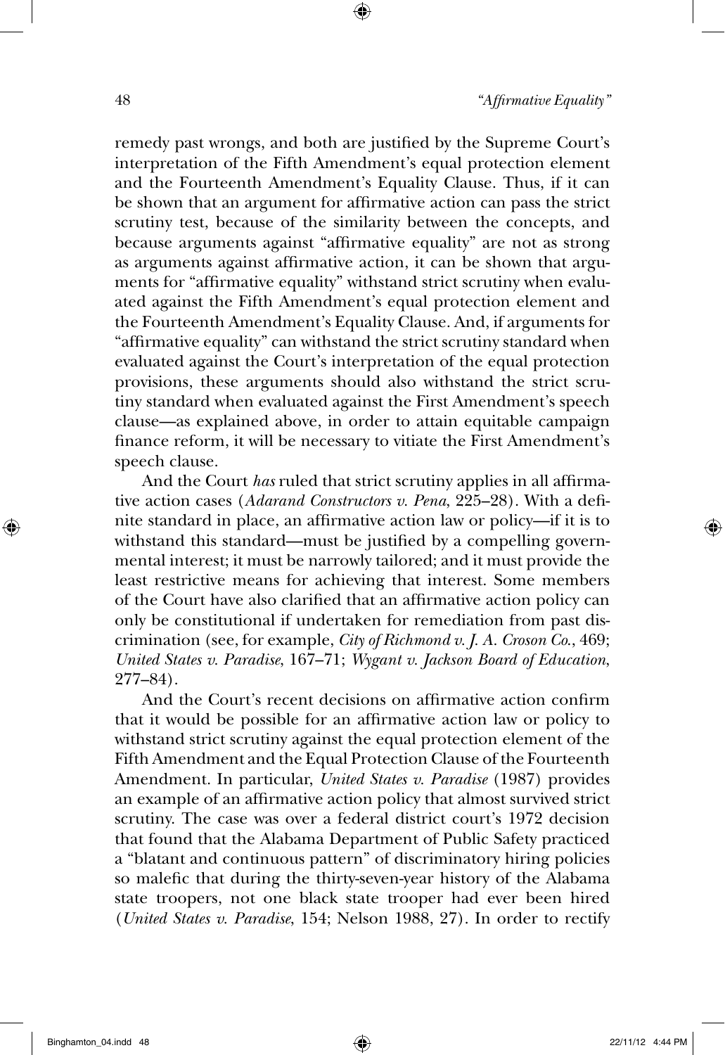remedy past wrongs, and both are justified by the Supreme Court's interpretation of the Fifth Amendment's equal protection element and the Fourteenth Amendment's Equality Clause. Thus, if it can be shown that an argument for affirmative action can pass the strict scrutiny test, because of the similarity between the concepts, and because arguments against "affirmative equality" are not as strong as arguments against affirmative action, it can be shown that arguments for "affirmative equality" withstand strict scrutiny when evaluated against the Fifth Amendment's equal protection element and the Fourteenth Amendment's Equality Clause. And, if arguments for "affirmative equality" can withstand the strict scrutiny standard when evaluated against the Court's interpretation of the equal protection provisions, these arguments should also withstand the strict scrutiny standard when evaluated against the First Amendment's speech clause—as explained above, in order to attain equitable campaign finance reform, it will be necessary to vitiate the First Amendment's speech clause.

And the Court *has* ruled that strict scrutiny applies in all affirmative action cases (*Adarand Constructors v. Pena*, 225–28). With a definite standard in place, an affirmative action law or policy—if it is to withstand this standard—must be justified by a compelling governmental interest; it must be narrowly tailored; and it must provide the least restrictive means for achieving that interest. Some members of the Court have also clarified that an affirmative action policy can only be constitutional if undertaken for remediation from past discrimination (see, for example, *City of Richmond v. J. A. Croson Co.*, 469; *United States v. Paradise*, 167–71; *Wygant v. Jackson Board of Education*, 277–84).

And the Court's recent decisions on affirmative action confirm that it would be possible for an affirmative action law or policy to withstand strict scrutiny against the equal protection element of the Fifth Amendment and the Equal Protection Clause of the Fourteenth Amendment. In particular, *United States v. Paradise* (1987) provides an example of an affirmative action policy that almost survived strict scrutiny. The case was over a federal district court's 1972 decision that found that the Alabama Department of Public Safety practiced a "blatant and continuous pattern" of discriminatory hiring policies so malefic that during the thirty-seven-year history of the Alabama state troopers, not one black state trooper had ever been hired (*United States v. Paradise*, 154; Nelson 1988, 27). In order to rectify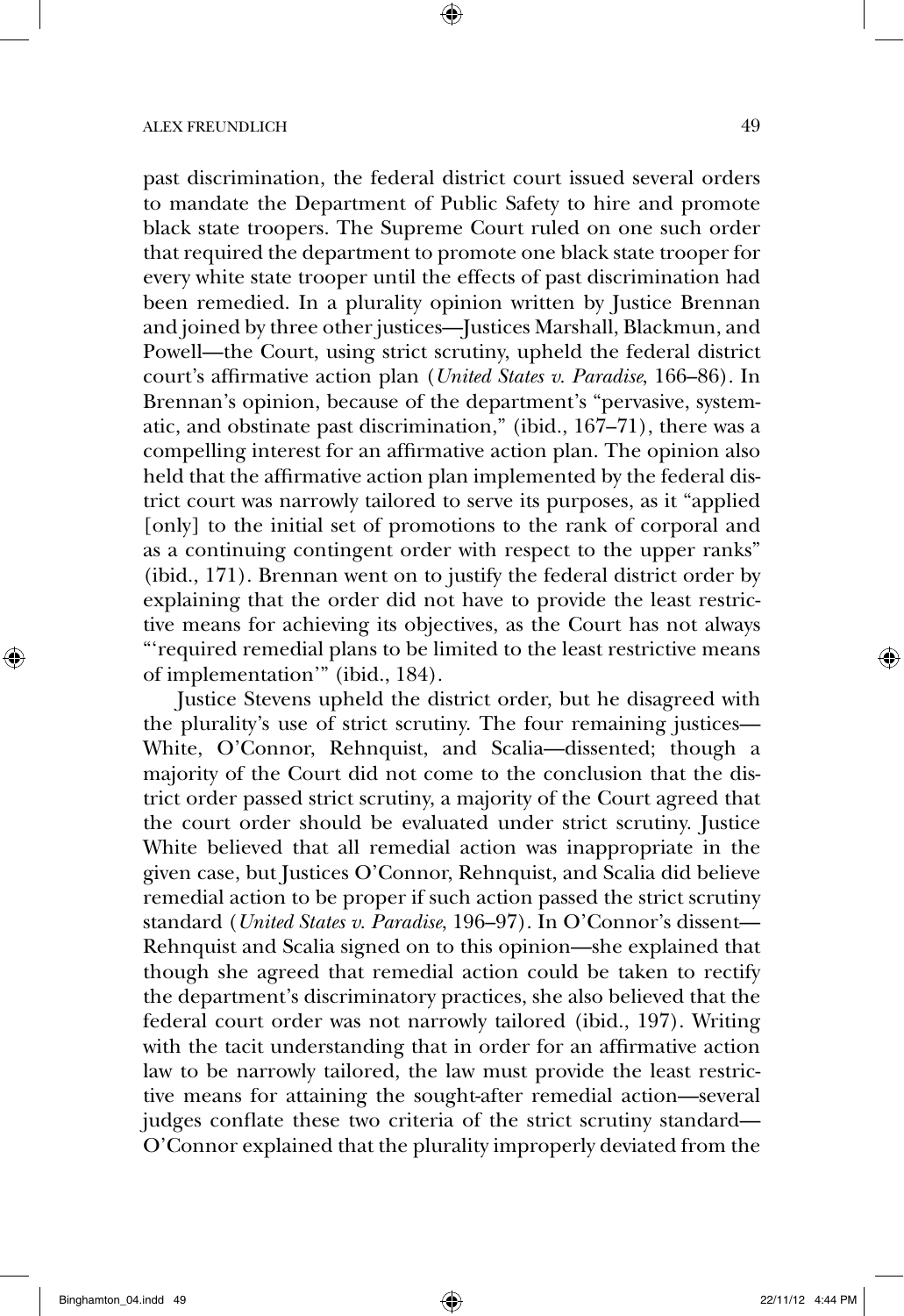past discrimination, the federal district court issued several orders to mandate the Department of Public Safety to hire and promote black state troopers. The Supreme Court ruled on one such order that required the department to promote one black state trooper for every white state trooper until the effects of past discrimination had been remedied. In a plurality opinion written by Justice Brennan and joined by three other justices—Justices Marshall, Blackmun, and Powell—the Court, using strict scrutiny, upheld the federal district court's affirmative action plan (*United States v. Paradise*, 166–86). In Brennan's opinion, because of the department's "pervasive, systematic, and obstinate past discrimination," (ibid., 167–71), there was a compelling interest for an affirmative action plan. The opinion also held that the affirmative action plan implemented by the federal district court was narrowly tailored to serve its purposes, as it "applied [only] to the initial set of promotions to the rank of corporal and as a continuing contingent order with respect to the upper ranks" (ibid., 171). Brennan went on to justify the federal district order by explaining that the order did not have to provide the least restrictive means for achieving its objectives, as the Court has not always "'required remedial plans to be limited to the least restrictive means of implementation'" (ibid., 184).

Justice Stevens upheld the district order, but he disagreed with the plurality's use of strict scrutiny. The four remaining justices—White, O'Connor, Rehnquist, and Scalia—dissented; though a majority of the Court did not come to the conclusion that the district order passed strict scrutiny, a majority of the Court agreed that the court order should be evaluated under strict scrutiny. Justice White believed that all remedial action was inappropriate in the given case, but Justices O'Connor, Rehnquist, and Scalia did believe remedial action to be proper if such action passed the strict scrutiny standard (*United States v. Paradise*, 196–97). In O'Connor's dissent—Rehnquist and Scalia signed on to this opinion—she explained that though she agreed that remedial action could be taken to rectify the department's discriminatory practices, she also believed that the federal court order was not narrowly tailored (ibid., 197). Writing with the tacit understanding that in order for an affirmative action law to be narrowly tailored, the law must provide the least restrictive means for attaining the sought-after remedial action—several judges conflate these two criteria of the strict scrutiny standard—O'Connor explained that the plurality improperly deviated from the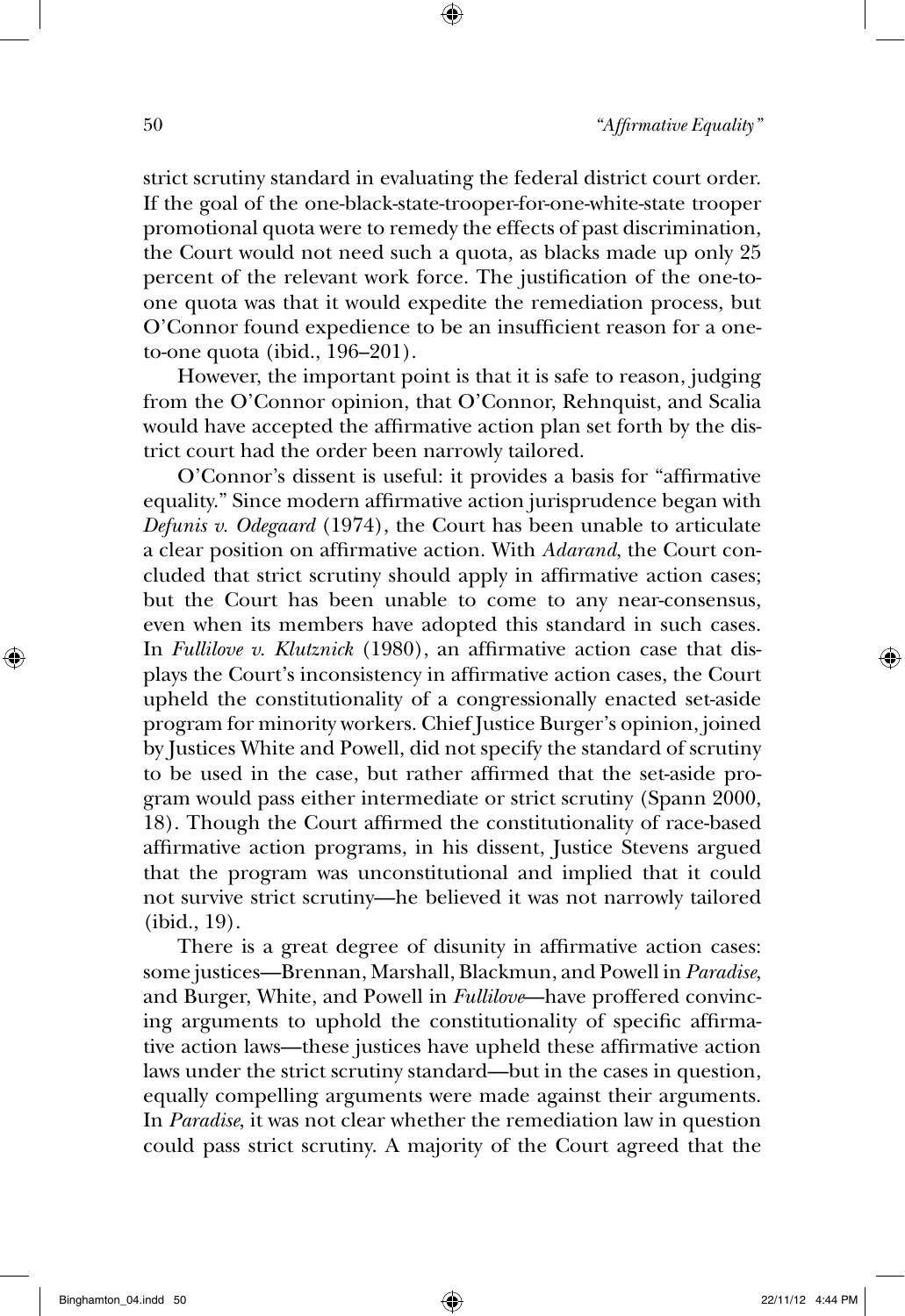strict scrutiny standard in evaluating the federal district court order. If the goal of the one-black-state-trooper-for-one-white-state trooper promotional quota were to remedy the effects of past discrimination, the Court would not need such a quota, as blacks made up only 25 percent of the relevant work force. The justification of the one-to-one quota was that it would expedite the remediation process, but O'Connor found expedience to be an insufficient reason for a one-to-one quota (ibid., 196–201).

However, the important point is that it is safe to reason, judging from the O'Connor opinion, that O'Connor, Rehnquist, and Scalia would have accepted the affirmative action plan set forth by the district court had the order been narrowly tailored.

O'Connor's dissent is useful: it provides a basis for "affirmative equality." Since modern affirmative action jurisprudence began with *Defunis v. Odegaard* (1974), the Court has been unable to articulate a clear position on affirmative action. With *Adarand*, the Court concluded that strict scrutiny should apply in affirmative action cases; but the Court has been unable to come to any near-consensus, even when its members have adopted this standard in such cases. In *Fullilove v. Klutznick* (1980), an affirmative action case that displays the Court's inconsistency in affirmative action cases, the Court upheld the constitutionality of a congressionally enacted set-aside program for minority workers. Chief Justice Burger's opinion, joined by Justices White and Powell, did not specify the standard of scrutiny to be used in the case, but rather affirmed that the set-aside program would pass either intermediate or strict scrutiny (Spann 2000, 18). Though the Court affirmed the constitutionality of race-based affirmative action programs, in his dissent, Justice Stevens argued that the program was unconstitutional and implied that it could not survive strict scrutiny—he believed it was not narrowly tailored (ibid., 19).

There is a great degree of disunity in affirmative action cases: some justices—Brennan, Marshall, Blackmun, and Powell in *Paradise*, and Burger, White, and Powell in *Fullilove*—have proffered convincing arguments to uphold the constitutionality of specific affirmative action laws—these justices have upheld these affirmative action laws under the strict scrutiny standard—but in the cases in question, equally compelling arguments were made against their arguments. In *Paradise*, it was not clear whether the remediation law in question could pass strict scrutiny. A majority of the Court agreed that the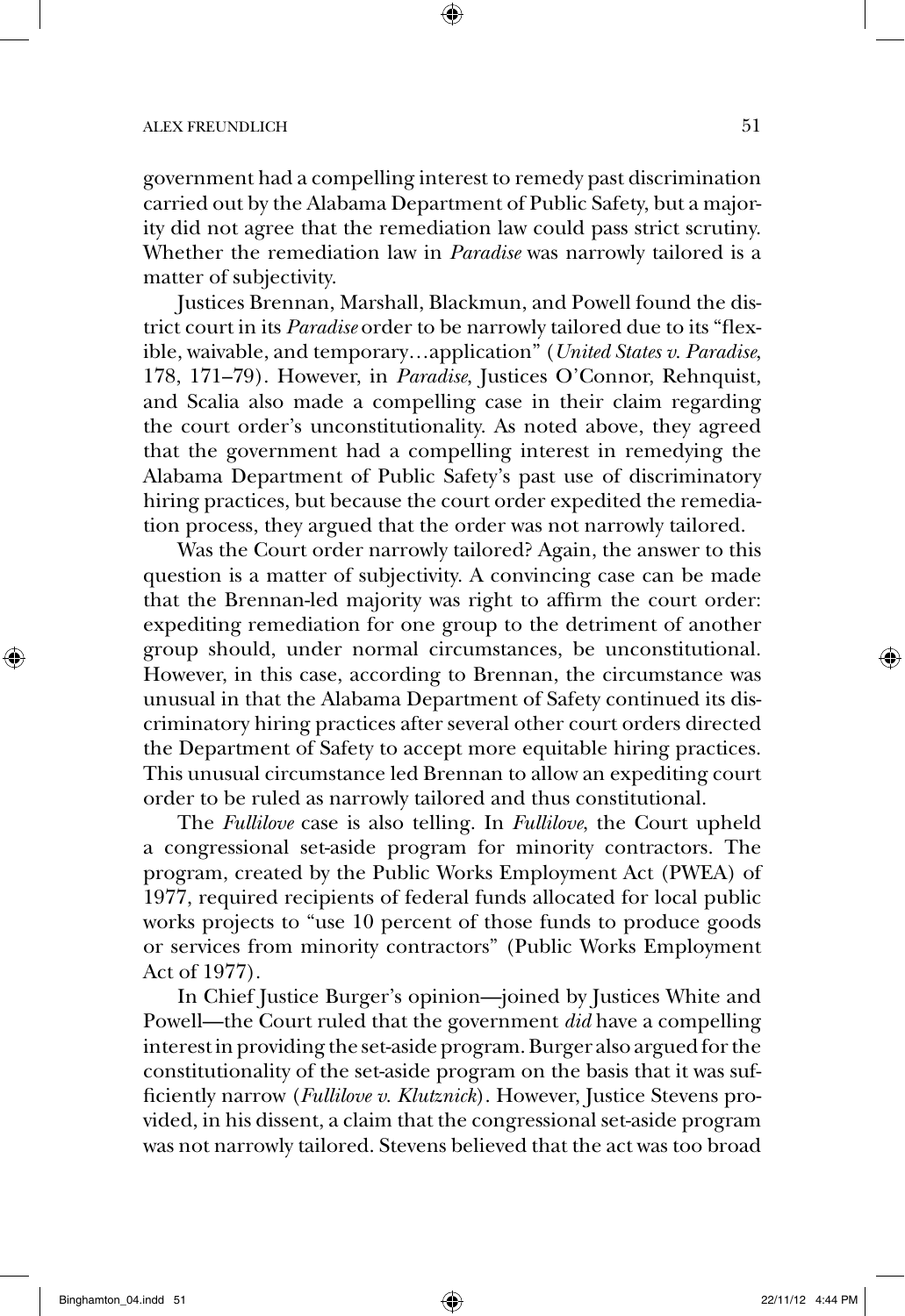government had a compelling interest to remedy past discrimination carried out by the Alabama Department of Public Safety, but a majority did not agree that the remediation law could pass strict scrutiny. Whether the remediation law in *Paradise* was narrowly tailored is a matter of subjectivity.

Justices Brennan, Marshall, Blackmun, and Powell found the district court in its *Paradise* order to be narrowly tailored due to its "flexible, waivable, and temporary…application" (*United States v. Paradise*, 178, 171–79). However, in *Paradise*, Justices O'Connor, Rehnquist, and Scalia also made a compelling case in their claim regarding the court order's unconstitutionality. As noted above, they agreed that the government had a compelling interest in remedying the Alabama Department of Public Safety's past use of discriminatory hiring practices, but because the court order expedited the remediation process, they argued that the order was not narrowly tailored.

Was the Court order narrowly tailored? Again, the answer to this question is a matter of subjectivity. A convincing case can be made that the Brennan-led majority was right to affirm the court order: expediting remediation for one group to the detriment of another group should, under normal circumstances, be unconstitutional. However, in this case, according to Brennan, the circumstance was unusual in that the Alabama Department of Safety continued its discriminatory hiring practices after several other court orders directed the Department of Safety to accept more equitable hiring practices. This unusual circumstance led Brennan to allow an expediting court order to be ruled as narrowly tailored and thus constitutional.

The *Fullilove* case is also telling. In *Fullilove*, the Court upheld a congressional set-aside program for minority contractors. The program, created by the Public Works Employment Act (PWEA) of 1977, required recipients of federal funds allocated for local public works projects to "use 10 percent of those funds to produce goods or services from minority contractors" (Public Works Employment Act of 1977).

In Chief Justice Burger's opinion—joined by Justices White and Powell—the Court ruled that the government *did* have a compelling interest in providing the set-aside program. Burger also argued for the constitutionality of the set-aside program on the basis that it was sufficiently narrow (*Fullilove v. Klutznick*). However, Justice Stevens provided, in his dissent, a claim that the congressional set-aside program was not narrowly tailored. Stevens believed that the act was too broad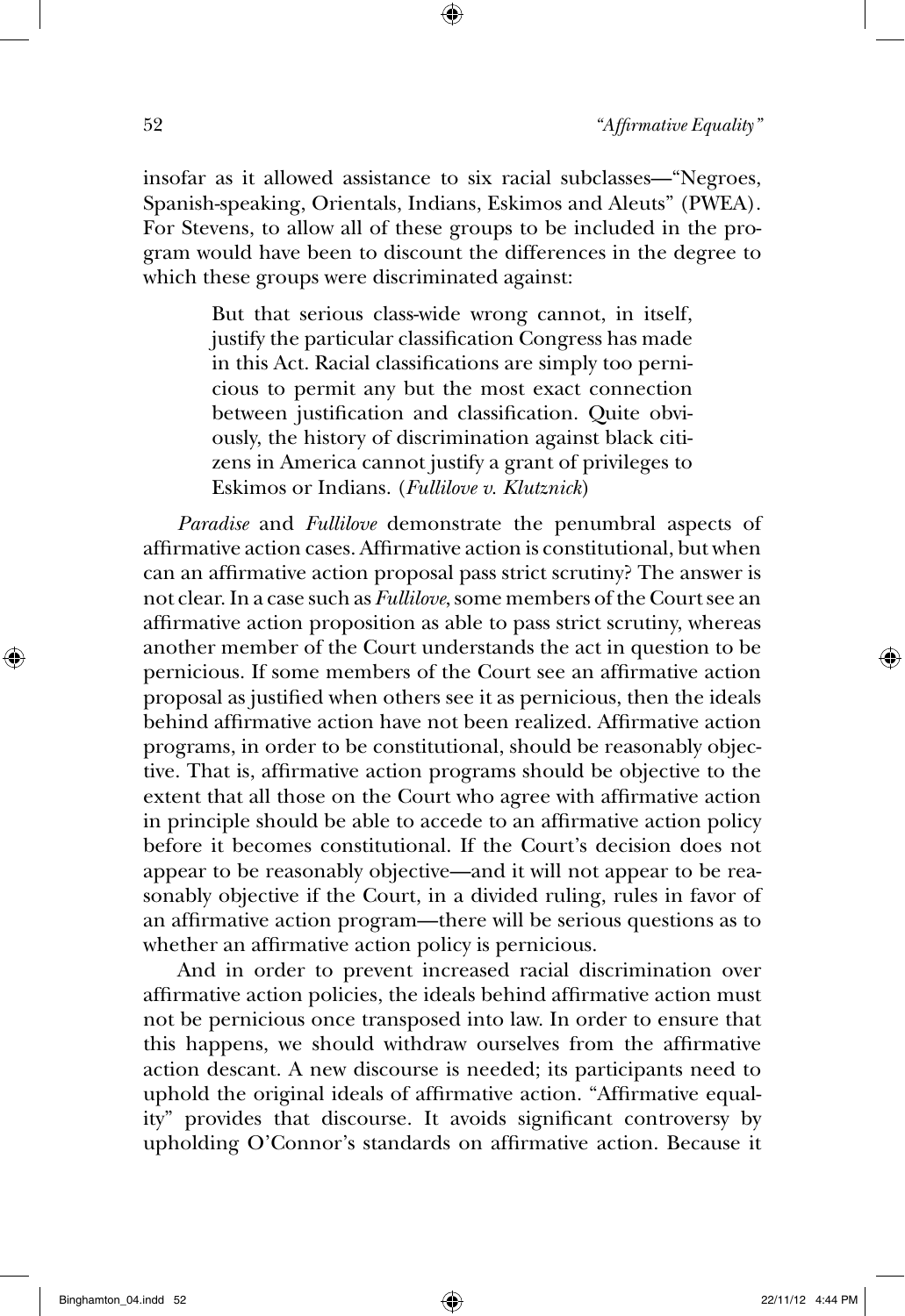insofar as it allowed assistance to six racial subclasses—"Negroes, Spanish-speaking, Orientals, Indians, Eskimos and Aleuts" (PWEA). For Stevens, to allow all of these groups to be included in the program would have been to discount the differences in the degree to which these groups were discriminated against:

> But that serious class-wide wrong cannot, in itself, justify the particular classification Congress has made in this Act. Racial classifications are simply too pernicious to permit any but the most exact connection between justification and classification. Quite obviously, the history of discrimination against black citizens in America cannot justify a grant of privileges to Eskimos or Indians. (*Fullilove v. Klutznick*)

*Paradise* and *Fullilove* demonstrate the penumbral aspects of affirmative action cases. Affirmative action is constitutional, but when can an affirmative action proposal pass strict scrutiny? The answer is not clear. In a case such as *Fullilove*, some members of the Court see an affirmative action proposition as able to pass strict scrutiny, whereas another member of the Court understands the act in question to be pernicious. If some members of the Court see an affirmative action proposal as justified when others see it as pernicious, then the ideals behind affirmative action have not been realized. Affirmative action programs, in order to be constitutional, should be reasonably objective. That is, affirmative action programs should be objective to the extent that all those on the Court who agree with affirmative action in principle should be able to accede to an affirmative action policy before it becomes constitutional. If the Court's decision does not appear to be reasonably objective—and it will not appear to be reasonably objective if the Court, in a divided ruling, rules in favor of an affirmative action program—there will be serious questions as to whether an affirmative action policy is pernicious.

And in order to prevent increased racial discrimination over affirmative action policies, the ideals behind affirmative action must not be pernicious once transposed into law. In order to ensure that this happens, we should withdraw ourselves from the affirmative action descant. A new discourse is needed; its participants need to uphold the original ideals of affirmative action. "Affirmative equality" provides that discourse. It avoids significant controversy by upholding O'Connor's standards on affirmative action. Because it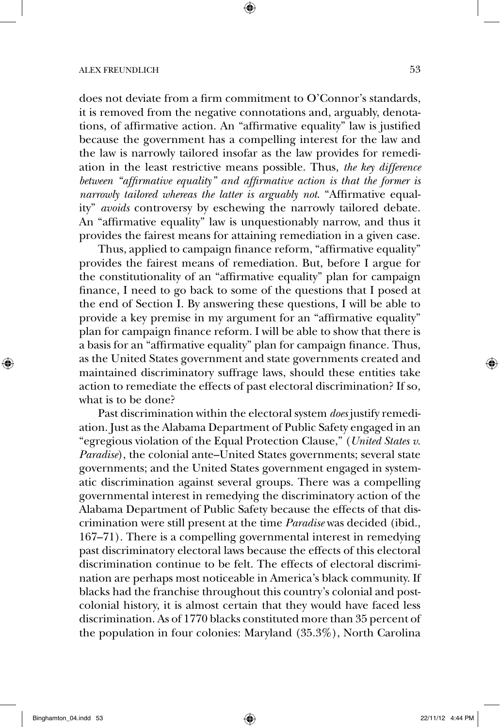does not deviate from a firm commitment to O'Connor's standards, it is removed from the negative connotations and, arguably, denotations, of affirmative action. An "affirmative equality" law is justified because the government has a compelling interest for the law and the law is narrowly tailored insofar as the law provides for remediation in the least restrictive means possible. Thus, *the key difference between "affirmative equality" and affirmative action is that the former is narrowly tailored whereas the latter is arguably not*. "Affirmative equality" *avoids* controversy by eschewing the narrowly tailored debate. An "affirmative equality" law is unquestionably narrow, and thus it provides the fairest means for attaining remediation in a given case.

Thus, applied to campaign finance reform, "affirmative equality" provides the fairest means of remediation. But, before I argue for the constitutionality of an "affirmative equality" plan for campaign finance, I need to go back to some of the questions that I posed at the end of Section I. By answering these questions, I will be able to provide a key premise in my argument for an "affirmative equality" plan for campaign finance reform. I will be able to show that there is a basis for an "affirmative equality" plan for campaign finance. Thus, as the United States government and state governments created and maintained discriminatory suffrage laws, should these entities take action to remediate the effects of past electoral discrimination? If so, what is to be done?

Past discrimination within the electoral system *does* justify remediation. Just as the Alabama Department of Public Safety engaged in an "egregious violation of the Equal Protection Clause," (*United States v. Paradise*), the colonial ante–United States governments; several state governments; and the United States government engaged in systematic discrimination against several groups. There was a compelling governmental interest in remedying the discriminatory action of the Alabama Department of Public Safety because the effects of that discrimination were still present at the time *Paradise* was decided (ibid., 167–71). There is a compelling governmental interest in remedying past discriminatory electoral laws because the effects of this electoral discrimination continue to be felt. The effects of electoral discrimination are perhaps most noticeable in America's black community. If blacks had the franchise throughout this country's colonial and postcolonial history, it is almost certain that they would have faced less discrimination. As of 1770 blacks constituted more than 35 percent of the population in four colonies: Maryland (35.3%), North Carolina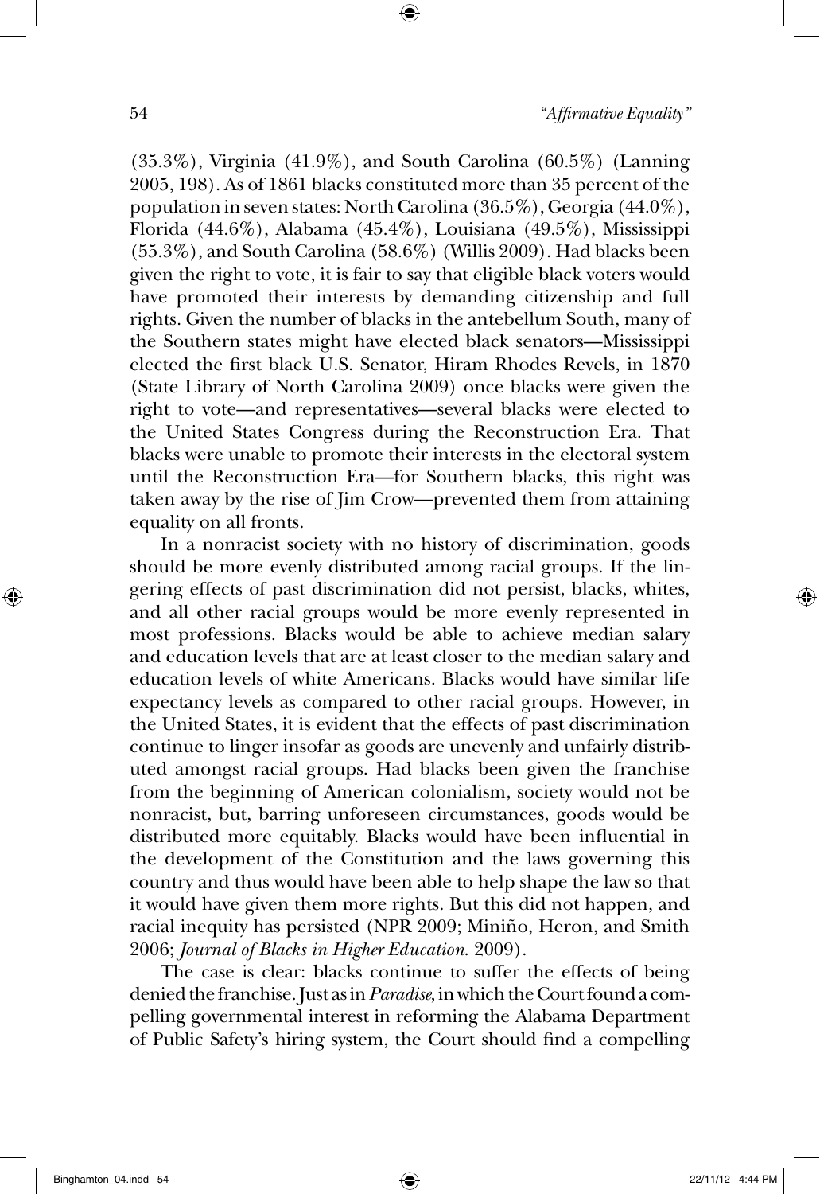(35.3%), Virginia (41.9%), and South Carolina (60.5%) (Lanning 2005, 198). As of 1861 blacks constituted more than 35 percent of the population in seven states: North Carolina (36.5%), Georgia (44.0%), Florida (44.6%), Alabama (45.4%), Louisiana (49.5%), Mississippi (55.3%), and South Carolina (58.6%) (Willis 2009). Had blacks been given the right to vote, it is fair to say that eligible black voters would have promoted their interests by demanding citizenship and full rights. Given the number of blacks in the antebellum South, many of the Southern states might have elected black senators—Mississippi elected the first black U.S. Senator, Hiram Rhodes Revels, in 1870 (State Library of North Carolina 2009) once blacks were given the right to vote—and representatives—several blacks were elected to the United States Congress during the Reconstruction Era. That blacks were unable to promote their interests in the electoral system until the Reconstruction Era—for Southern blacks, this right was taken away by the rise of Jim Crow—prevented them from attaining equality on all fronts.

In a nonracist society with no history of discrimination, goods should be more evenly distributed among racial groups. If the lingering effects of past discrimination did not persist, blacks, whites, and all other racial groups would be more evenly represented in most professions. Blacks would be able to achieve median salary and education levels that are at least closer to the median salary and education levels of white Americans. Blacks would have similar life expectancy levels as compared to other racial groups. However, in the United States, it is evident that the effects of past discrimination continue to linger insofar as goods are unevenly and unfairly distributed amongst racial groups. Had blacks been given the franchise from the beginning of American colonialism, society would not be nonracist, but, barring unforeseen circumstances, goods would be distributed more equitably. Blacks would have been influential in the development of the Constitution and the laws governing this country and thus would have been able to help shape the law so that it would have given them more rights. But this did not happen, and racial inequity has persisted (NPR 2009; Miniño, Heron, and Smith 2006; *Journal of Blacks in Higher Education*. 2009).

The case is clear: blacks continue to suffer the effects of being denied the franchise. Just as in *Paradise*, in which the Court found a compelling governmental interest in reforming the Alabama Department of Public Safety's hiring system, the Court should find a compelling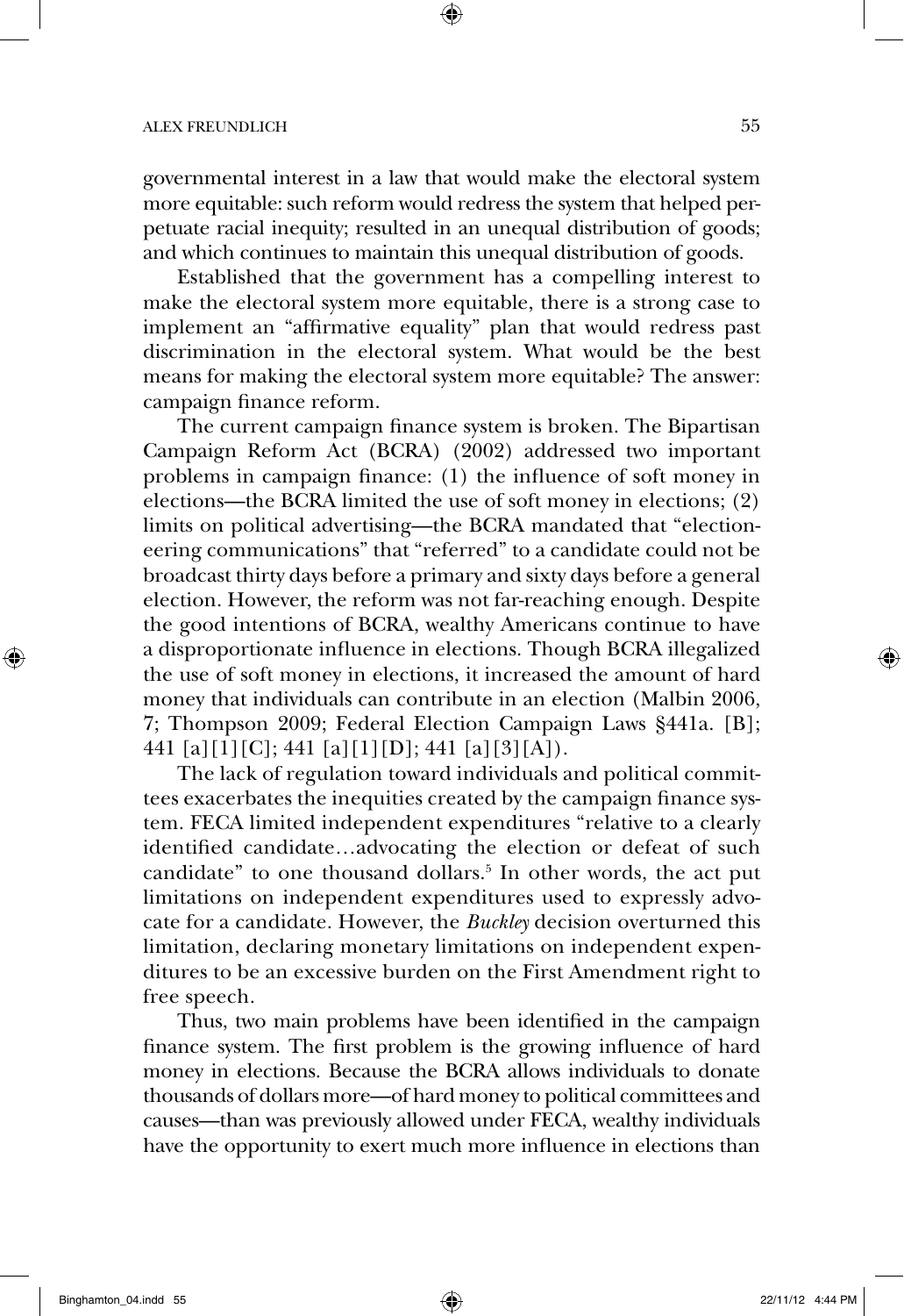governmental interest in a law that would make the electoral system more equitable: such reform would redress the system that helped perpetuate racial inequity; resulted in an unequal distribution of goods; and which continues to maintain this unequal distribution of goods.

Established that the government has a compelling interest to make the electoral system more equitable, there is a strong case to implement an "affirmative equality" plan that would redress past discrimination in the electoral system. What would be the best means for making the electoral system more equitable? The answer: campaign finance reform.

The current campaign finance system is broken. The Bipartisan Campaign Reform Act (BCRA) (2002) addressed two important problems in campaign finance: (1) the influence of soft money in elections—the BCRA limited the use of soft money in elections; (2) limits on political advertising—the BCRA mandated that "electioneering communications" that "referred" to a candidate could not be broadcast thirty days before a primary and sixty days before a general election. However, the reform was not far-reaching enough. Despite the good intentions of BCRA, wealthy Americans continue to have a disproportionate influence in elections. Though BCRA illegalized the use of soft money in elections, it increased the amount of hard money that individuals can contribute in an election (Malbin 2006, 7; Thompson 2009; Federal Election Campaign Laws §441a. [B]; 441 [a][1][C]; 441 [a][1][D]; 441 [a][3][A]).

The lack of regulation toward individuals and political committees exacerbates the inequities created by the campaign finance system. FECA limited independent expenditures "relative to a clearly identified candidate…advocating the election or defeat of such candidate" to one thousand dollars.[5] In other words, the act put limitations on independent expenditures used to expressly advocate for a candidate. However, the *Buckley* decision overturned this limitation, declaring monetary limitations on independent expenditures to be an excessive burden on the First Amendment right to free speech.

Thus, two main problems have been identified in the campaign finance system. The first problem is the growing influence of hard money in elections. Because the BCRA allows individuals to donate thousands of dollars more—of hard money to political committees and causes—than was previously allowed under FECA, wealthy individuals have the opportunity to exert much more influence in elections than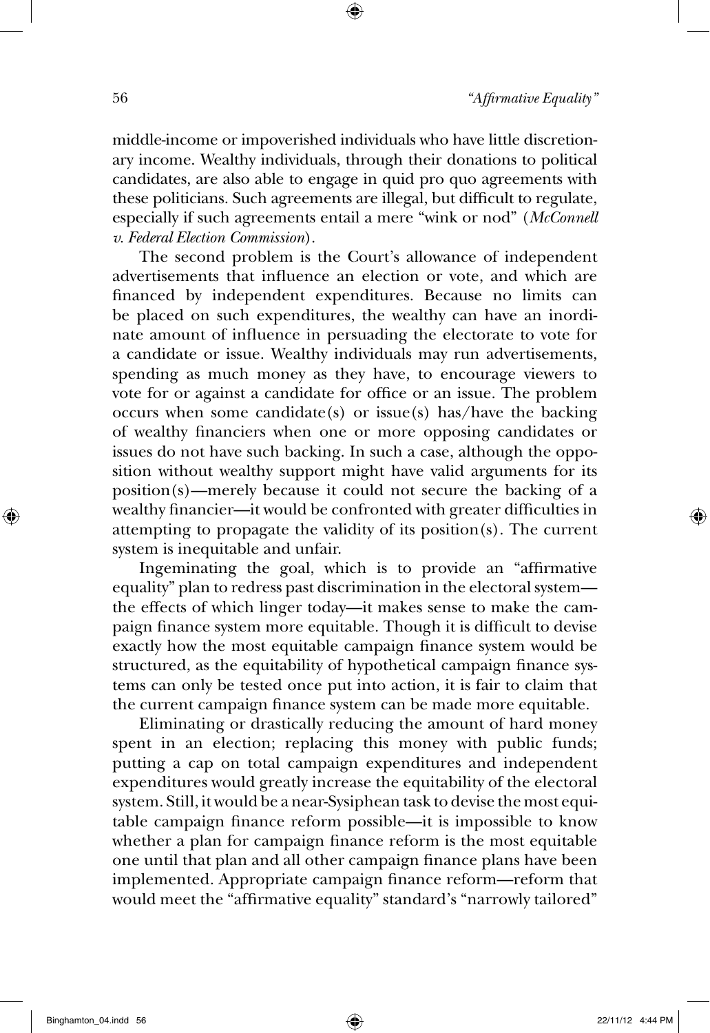middle-income or impoverished individuals who have little discretionary income. Wealthy individuals, through their donations to political candidates, are also able to engage in quid pro quo agreements with these politicians. Such agreements are illegal, but difficult to regulate, especially if such agreements entail a mere "wink or nod" (*McConnell v. Federal Election Commission*).

The second problem is the Court's allowance of independent advertisements that influence an election or vote, and which are financed by independent expenditures. Because no limits can be placed on such expenditures, the wealthy can have an inordinate amount of influence in persuading the electorate to vote for a candidate or issue. Wealthy individuals may run advertisements, spending as much money as they have, to encourage viewers to vote for or against a candidate for office or an issue. The problem occurs when some candidate(s) or issue(s) has/have the backing of wealthy financiers when one or more opposing candidates or issues do not have such backing. In such a case, although the opposition without wealthy support might have valid arguments for its position(s)—merely because it could not secure the backing of a wealthy financier—it would be confronted with greater difficulties in attempting to propagate the validity of its position(s). The current system is inequitable and unfair.

Ingeminating the goal, which is to provide an "affirmative equality" plan to redress past discrimination in the electoral system—the effects of which linger today—it makes sense to make the campaign finance system more equitable. Though it is difficult to devise exactly how the most equitable campaign finance system would be structured, as the equitability of hypothetical campaign finance systems can only be tested once put into action, it is fair to claim that the current campaign finance system can be made more equitable.

Eliminating or drastically reducing the amount of hard money spent in an election; replacing this money with public funds; putting a cap on total campaign expenditures and independent expenditures would greatly increase the equitability of the electoral system. Still, it would be a near-Sysiphean task to devise the most equitable campaign finance reform possible—it is impossible to know whether a plan for campaign finance reform is the most equitable one until that plan and all other campaign finance plans have been implemented. Appropriate campaign finance reform—reform that would meet the "affirmative equality" standard's "narrowly tailored"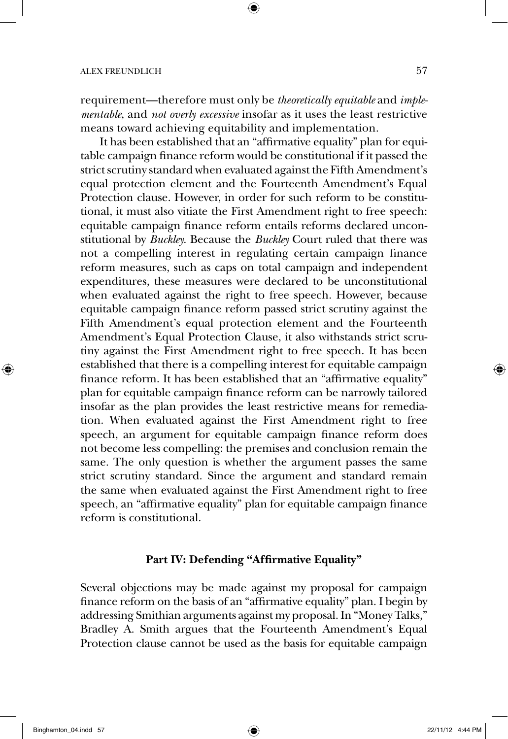requirement—therefore must only be *theoretically equitable* and *implementable*, and *not overly excessive* insofar as it uses the least restrictive means toward achieving equitability and implementation.

It has been established that an "affirmative equality" plan for equitable campaign finance reform would be constitutional if it passed the strict scrutiny standard when evaluated against the Fifth Amendment's equal protection element and the Fourteenth Amendment's Equal Protection clause. However, in order for such reform to be constitutional, it must also vitiate the First Amendment right to free speech: equitable campaign finance reform entails reforms declared unconstitutional by *Buckley*. Because the *Buckley* Court ruled that there was not a compelling interest in regulating certain campaign finance reform measures, such as caps on total campaign and independent expenditures, these measures were declared to be unconstitutional when evaluated against the right to free speech. However, because equitable campaign finance reform passed strict scrutiny against the Fifth Amendment's equal protection element and the Fourteenth Amendment's Equal Protection Clause, it also withstands strict scrutiny against the First Amendment right to free speech. It has been established that there is a compelling interest for equitable campaign finance reform. It has been established that an "affirmative equality" plan for equitable campaign finance reform can be narrowly tailored insofar as the plan provides the least restrictive means for remediation. When evaluated against the First Amendment right to free speech, an argument for equitable campaign finance reform does not become less compelling: the premises and conclusion remain the same. The only question is whether the argument passes the same strict scrutiny standard. Since the argument and standard remain the same when evaluated against the First Amendment right to free speech, an "affirmative equality" plan for equitable campaign finance reform is constitutional.

### Part IV: Defending "Affirmative Equality"

Several objections may be made against my proposal for campaign finance reform on the basis of an "affirmative equality" plan. I begin by addressing Smithian arguments against my proposal. In "Money Talks," Bradley A. Smith argues that the Fourteenth Amendment's Equal Protection clause cannot be used as the basis for equitable campaign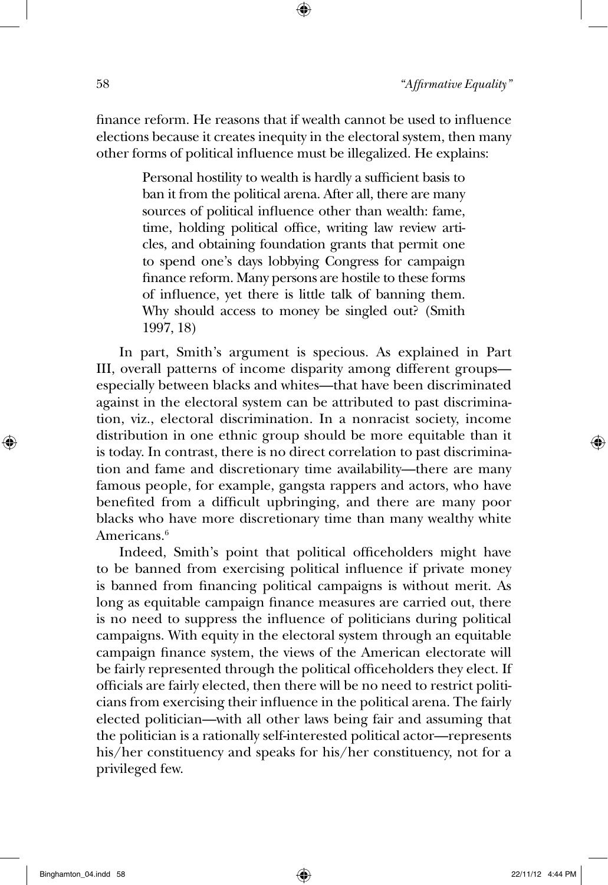finance reform. He reasons that if wealth cannot be used to influence elections because it creates inequity in the electoral system, then many other forms of political influence must be illegalized. He explains:

> Personal hostility to wealth is hardly a sufficient basis to ban it from the political arena. After all, there are many sources of political influence other than wealth: fame, time, holding political office, writing law review articles, and obtaining foundation grants that permit one to spend one's days lobbying Congress for campaign finance reform. Many persons are hostile to these forms of influence, yet there is little talk of banning them. Why should access to money be singled out? (Smith 1997, 18)

In part, Smith's argument is specious. As explained in Part III, overall patterns of income disparity among different groups—especially between blacks and whites—that have been discriminated against in the electoral system can be attributed to past discrimination, viz., electoral discrimination. In a nonracist society, income distribution in one ethnic group should be more equitable than it is today. In contrast, there is no direct correlation to past discrimination and fame and discretionary time availability—there are many famous people, for example, gangsta rappers and actors, who have benefited from a difficult upbringing, and there are many poor blacks who have more discretionary time than many wealthy white Americans.[6]

Indeed, Smith's point that political officeholders might have to be banned from exercising political influence if private money is banned from financing political campaigns is without merit. As long as equitable campaign finance measures are carried out, there is no need to suppress the influence of politicians during political campaigns. With equity in the electoral system through an equitable campaign finance system, the views of the American electorate will be fairly represented through the political officeholders they elect. If officials are fairly elected, then there will be no need to restrict politicians from exercising their influence in the political arena. The fairly elected politician—with all other laws being fair and assuming that the politician is a rationally self-interested political actor—represents his/her constituency and speaks for his/her constituency, not for a privileged few.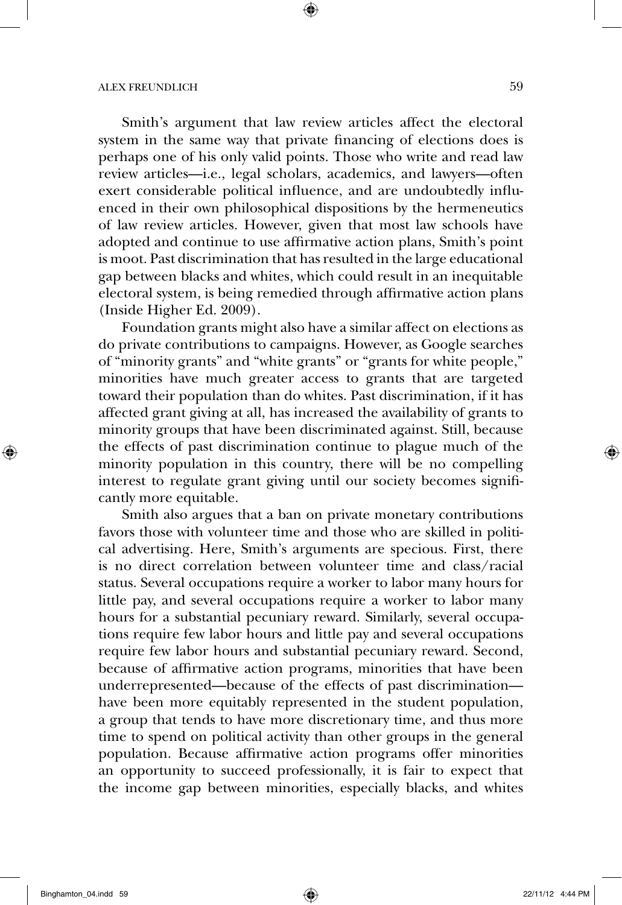Smith's argument that law review articles affect the electoral system in the same way that private financing of elections does is perhaps one of his only valid points. Those who write and read law review articles—i.e., legal scholars, academics, and lawyers—often exert considerable political influence, and are undoubtedly influenced in their own philosophical dispositions by the hermeneutics of law review articles. However, given that most law schools have adopted and continue to use affirmative action plans, Smith's point is moot. Past discrimination that has resulted in the large educational gap between blacks and whites, which could result in an inequitable electoral system, is being remedied through affirmative action plans (Inside Higher Ed. 2009).

Foundation grants might also have a similar affect on elections as do private contributions to campaigns. However, as Google searches of "minority grants" and "white grants" or "grants for white people," minorities have much greater access to grants that are targeted toward their population than do whites. Past discrimination, if it has affected grant giving at all, has increased the availability of grants to minority groups that have been discriminated against. Still, because the effects of past discrimination continue to plague much of the minority population in this country, there will be no compelling interest to regulate grant giving until our society becomes significantly more equitable.

Smith also argues that a ban on private monetary contributions favors those with volunteer time and those who are skilled in political advertising. Here, Smith's arguments are specious. First, there is no direct correlation between volunteer time and class/racial status. Several occupations require a worker to labor many hours for little pay, and several occupations require a worker to labor many hours for a substantial pecuniary reward. Similarly, several occupations require few labor hours and little pay and several occupations require few labor hours and substantial pecuniary reward. Second, because of affirmative action programs, minorities that have been underrepresented—because of the effects of past discrimination—have been more equitably represented in the student population, a group that tends to have more discretionary time, and thus more time to spend on political activity than other groups in the general population. Because affirmative action programs offer minorities an opportunity to succeed professionally, it is fair to expect that the income gap between minorities, especially blacks, and whites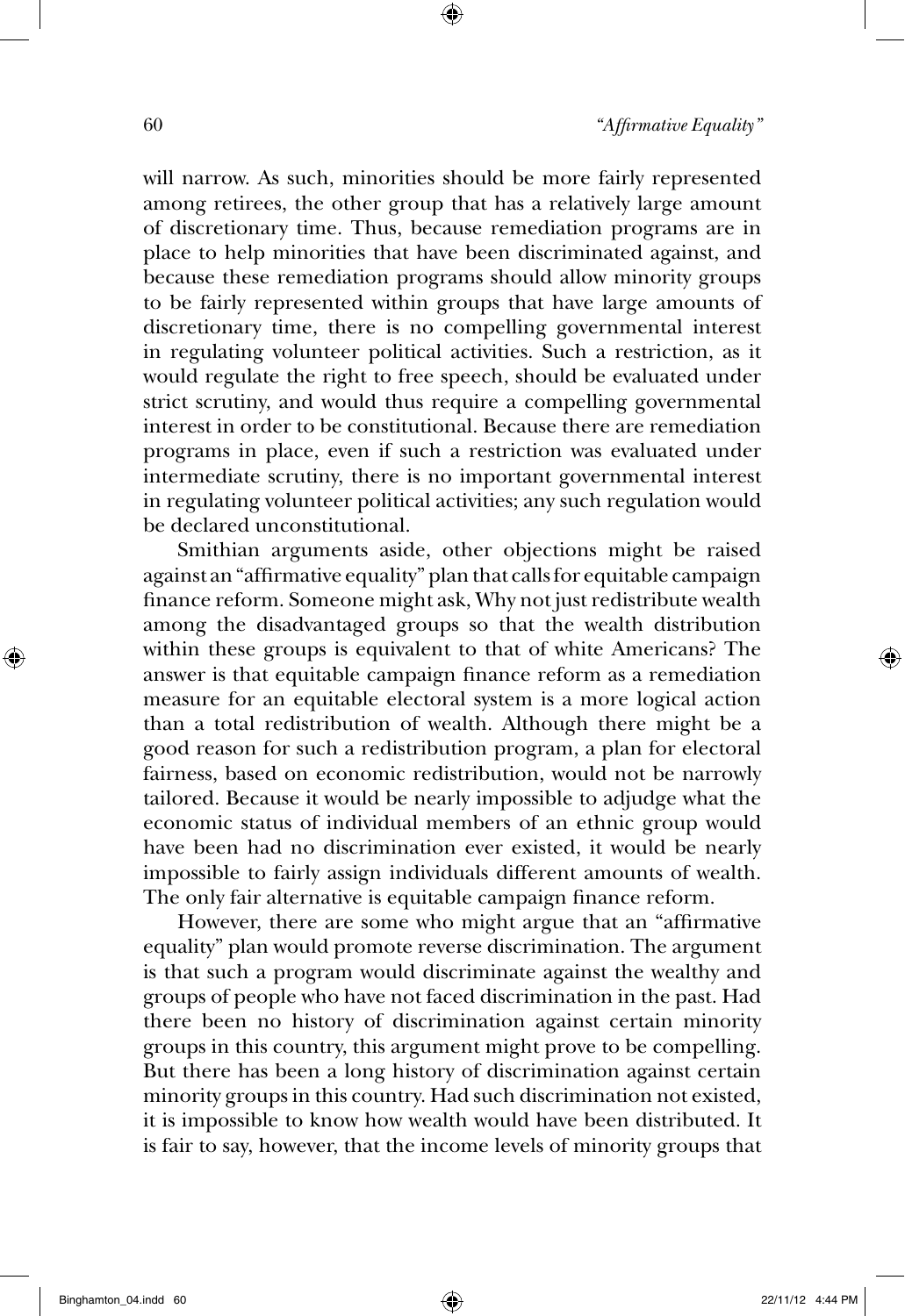will narrow. As such, minorities should be more fairly represented among retirees, the other group that has a relatively large amount of discretionary time. Thus, because remediation programs are in place to help minorities that have been discriminated against, and because these remediation programs should allow minority groups to be fairly represented within groups that have large amounts of discretionary time, there is no compelling governmental interest in regulating volunteer political activities. Such a restriction, as it would regulate the right to free speech, should be evaluated under strict scrutiny, and would thus require a compelling governmental interest in order to be constitutional. Because there are remediation programs in place, even if such a restriction was evaluated under intermediate scrutiny, there is no important governmental interest in regulating volunteer political activities; any such regulation would be declared unconstitutional.

Smithian arguments aside, other objections might be raised against an "affirmative equality" plan that calls for equitable campaign finance reform. Someone might ask, Why not just redistribute wealth among the disadvantaged groups so that the wealth distribution within these groups is equivalent to that of white Americans? The answer is that equitable campaign finance reform as a remediation measure for an equitable electoral system is a more logical action than a total redistribution of wealth. Although there might be a good reason for such a redistribution program, a plan for electoral fairness, based on economic redistribution, would not be narrowly tailored. Because it would be nearly impossible to adjudge what the economic status of individual members of an ethnic group would have been had no discrimination ever existed, it would be nearly impossible to fairly assign individuals different amounts of wealth. The only fair alternative is equitable campaign finance reform.

However, there are some who might argue that an "affirmative equality" plan would promote reverse discrimination. The argument is that such a program would discriminate against the wealthy and groups of people who have not faced discrimination in the past. Had there been no history of discrimination against certain minority groups in this country, this argument might prove to be compelling. But there has been a long history of discrimination against certain minority groups in this country. Had such discrimination not existed, it is impossible to know how wealth would have been distributed. It is fair to say, however, that the income levels of minority groups that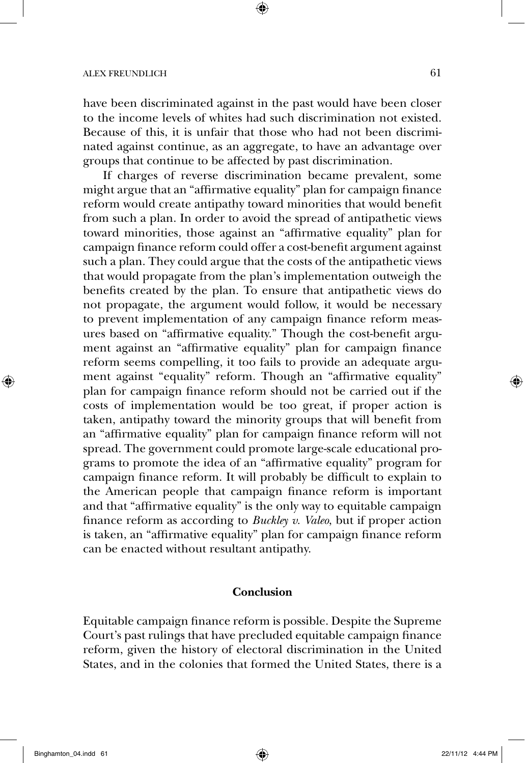have been discriminated against in the past would have been closer to the income levels of whites had such discrimination not existed. Because of this, it is unfair that those who had not been discriminated against continue, as an aggregate, to have an advantage over groups that continue to be affected by past discrimination.

If charges of reverse discrimination became prevalent, some might argue that an "affirmative equality" plan for campaign finance reform would create antipathy toward minorities that would benefit from such a plan. In order to avoid the spread of antipathetic views toward minorities, those against an "affirmative equality" plan for campaign finance reform could offer a cost-benefit argument against such a plan. They could argue that the costs of the antipathetic views that would propagate from the plan's implementation outweigh the benefits created by the plan. To ensure that antipathetic views do not propagate, the argument would follow, it would be necessary to prevent implementation of any campaign finance reform measures based on "affirmative equality." Though the cost-benefit argument against an "affirmative equality" plan for campaign finance reform seems compelling, it too fails to provide an adequate argument against "equality" reform. Though an "affirmative equality" plan for campaign finance reform should not be carried out if the costs of implementation would be too great, if proper action is taken, antipathy toward the minority groups that will benefit from an "affirmative equality" plan for campaign finance reform will not spread. The government could promote large-scale educational programs to promote the idea of an "affirmative equality" program for campaign finance reform. It will probably be difficult to explain to the American people that campaign finance reform is important and that "affirmative equality" is the only way to equitable campaign finance reform as according to *Buckley v. Valeo*, but if proper action is taken, an "affirmative equality" plan for campaign finance reform can be enacted without resultant antipathy.

## Conclusion

Equitable campaign finance reform is possible. Despite the Supreme Court's past rulings that have precluded equitable campaign finance reform, given the history of electoral discrimination in the United States, and in the colonies that formed the United States, there is a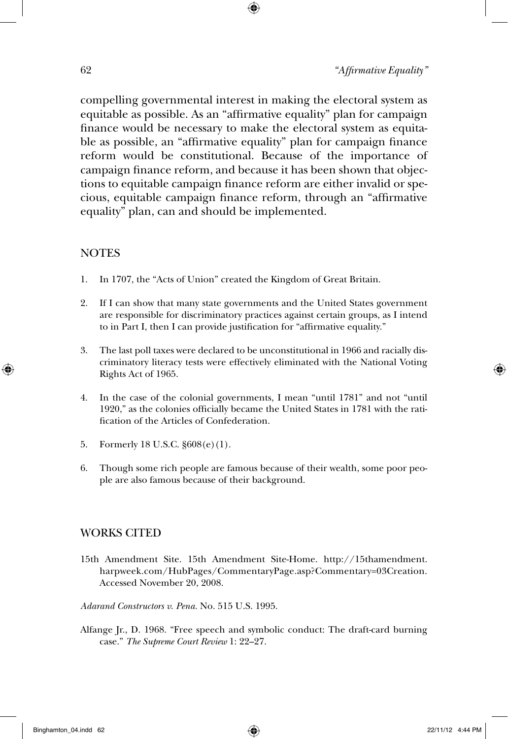compelling governmental interest in making the electoral system as equitable as possible. As an "affirmative equality" plan for campaign finance would be necessary to make the electoral system as equitable as possible, an "affirmative equality" plan for campaign finance reform would be constitutional. Because of the importance of campaign finance reform, and because it has been shown that objections to equitable campaign finance reform are either invalid or specious, equitable campaign finance reform, through an "affirmative equality" plan, can and should be implemented.

## NOTES

1. In 1707, the "Acts of Union" created the Kingdom of Great Britain.

2. If I can show that many state governments and the United States government are responsible for discriminatory practices against certain groups, as I intend to in Part I, then I can provide justification for "affirmative equality."

3. The last poll taxes were declared to be unconstitutional in 1966 and racially discriminatory literacy tests were effectively eliminated with the National Voting Rights Act of 1965.

4. In the case of the colonial governments, I mean "until 1781" and not "until 1920," as the colonies officially became the United States in 1781 with the ratification of the Articles of Confederation.

5. Formerly 18 U.S.C. §608(e)(1).

6. Though some rich people are famous because of their wealth, some poor people are also famous because of their background.

## WORKS CITED

15th Amendment Site. 15th Amendment Site-Home. http://15thamendment.harpweek.com/HubPages/CommentaryPage.asp?Commentary=03Creation. Accessed November 20, 2008.

*Adarand Constructors v. Pena.* No. 515 U.S. 1995.

Alfange Jr., D. 1968. "Free speech and symbolic conduct: The draft-card burning case." *The Supreme Court Review* 1: 22–27.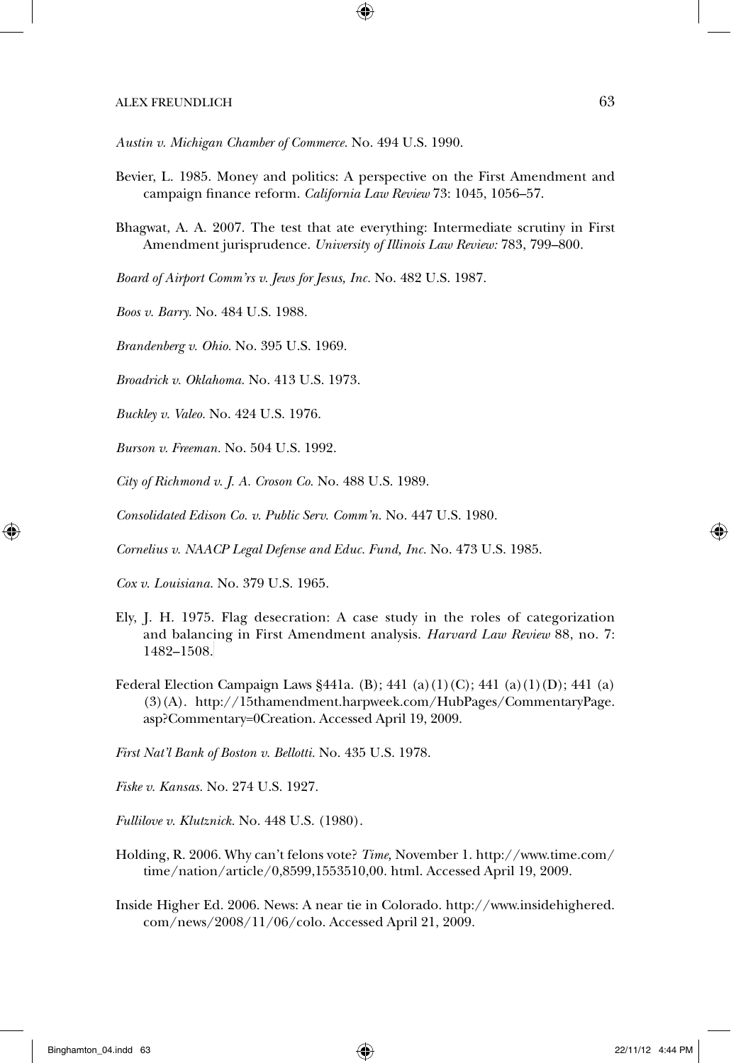*Austin v. Michigan Chamber of Commerce.* No. 494 U.S. 1990.

Bevier, L. 1985. Money and politics: A perspective on the First Amendment and campaign finance reform. *California Law Review* 73: 1045, 1056–57.

Bhagwat, A. A. 2007. The test that ate everything: Intermediate scrutiny in First Amendment jurisprudence. *University of Illinois Law Review:* 783, 799–800.

*Board of Airport Comm'rs v. Jews for Jesus, Inc.* No. 482 U.S. 1987.

*Boos v. Barry.* No. 484 U.S. 1988.

*Brandenberg v. Ohio.* No. 395 U.S. 1969.

*Broadrick v. Oklahoma.* No. 413 U.S. 1973.

*Buckley v. Valeo.* No. 424 U.S. 1976.

*Burson v. Freeman.* No. 504 U.S. 1992.

*City of Richmond v. J. A. Croson Co.* No. 488 U.S. 1989.

*Consolidated Edison Co. v. Public Serv. Comm'n.* No. 447 U.S. 1980.

*Cornelius v. NAACP Legal Defense and Educ. Fund, Inc.* No. 473 U.S. 1985.

*Cox v. Louisiana.* No. 379 U.S. 1965.

Ely, J. H. 1975. Flag desecration: A case study in the roles of categorization and balancing in First Amendment analysis. *Harvard Law Review* 88, no. 7: 1482–1508.

Federal Election Campaign Laws §441a. (B); 441 (a)(1)(C); 441 (a)(1)(D); 441 (a)(3)(A). http://15thamendment.harpweek.com/HubPages/CommentaryPage.asp?Commentary=0Creation. Accessed April 19, 2009.

*First Nat'l Bank of Boston v. Bellotti.* No. 435 U.S. 1978.

*Fiske v. Kansas.* No. 274 U.S. 1927.

*Fullilove v. Klutznick.* No. 448 U.S. (1980).

Holding, R. 2006. Why can't felons vote? *Time,* November 1. http://www.time.com/time/nation/article/0,8599,1553510,00. html. Accessed April 19, 2009.

Inside Higher Ed. 2006. News: A near tie in Colorado. http://www.insidehighered.com/news/2008/11/06/colo. Accessed April 21, 2009.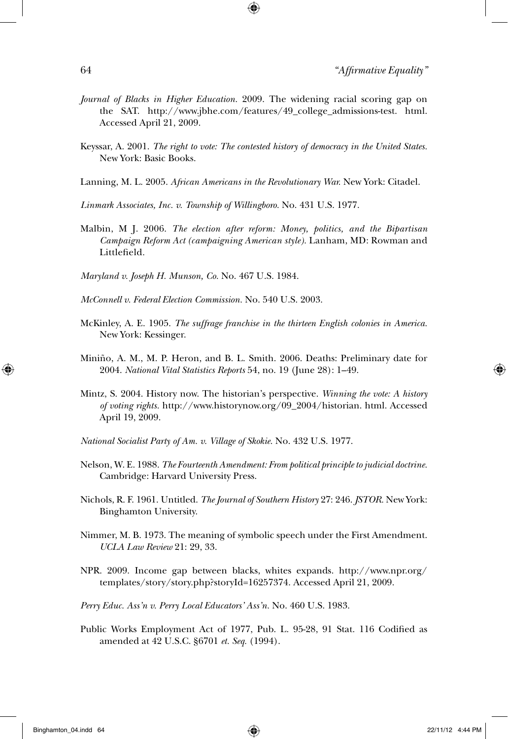*Journal of Blacks in Higher Education*. 2009. The widening racial scoring gap on the SAT. http://www.jbhe.com/features/49_college_admissions-test. html. Accessed April 21, 2009.

Keyssar, A. 2001. *The right to vote: The contested history of democracy in the United States*. New York: Basic Books.

Lanning, M. L. 2005. *African Americans in the Revolutionary War.* New York: Citadel.

*Linmark Associates, Inc. v. Township of Willingboro*. No. 431 U.S. 1977.

Malbin, M J. 2006. *The election after reform: Money, politics, and the Bipartisan Campaign Reform Act (campaigning American style)*. Lanham, MD: Rowman and Littlefield.

*Maryland v. Joseph H. Munson, Co*. No. 467 U.S. 1984.

*McConnell v. Federal Election Commission*. No. 540 U.S. 2003.

McKinley, A. E. 1905. *The suffrage franchise in the thirteen English colonies in America*. New York: Kessinger.

Miniño, A. M., M. P. Heron, and B. L. Smith. 2006. Deaths: Preliminary date for 2004. *National Vital Statistics Reports* 54, no. 19 (June 28): 1–49.

Mintz, S. 2004. History now. The historian's perspective. *Winning the vote: A history of voting rights*. http://www.historynow.org/09_2004/historian. html. Accessed April 19, 2009.

*National Socialist Party of Am. v. Village of Skokie*. No. 432 U.S. 1977.

Nelson, W. E. 1988. *The Fourteenth Amendment: From political principle to judicial doctrine*. Cambridge: Harvard University Press.

Nichols, R. F. 1961. Untitled. *The Journal of Southern History* 27: 246. *JSTOR*. New York: Binghamton University.

Nimmer, M. B. 1973. The meaning of symbolic speech under the First Amendment. *UCLA Law Review* 21: 29, 33.

NPR. 2009. Income gap between blacks, whites expands. http://www.npr.org/templates/story/story.php?storyId=16257374. Accessed April 21, 2009.

*Perry Educ. Ass'n v. Perry Local Educators' Ass'n*. No. 460 U.S. 1983.

Public Works Employment Act of 1977, Pub. L. 95-28, 91 Stat. 116 Codified as amended at 42 U.S.C. §6701 *et. Seq.* (1994).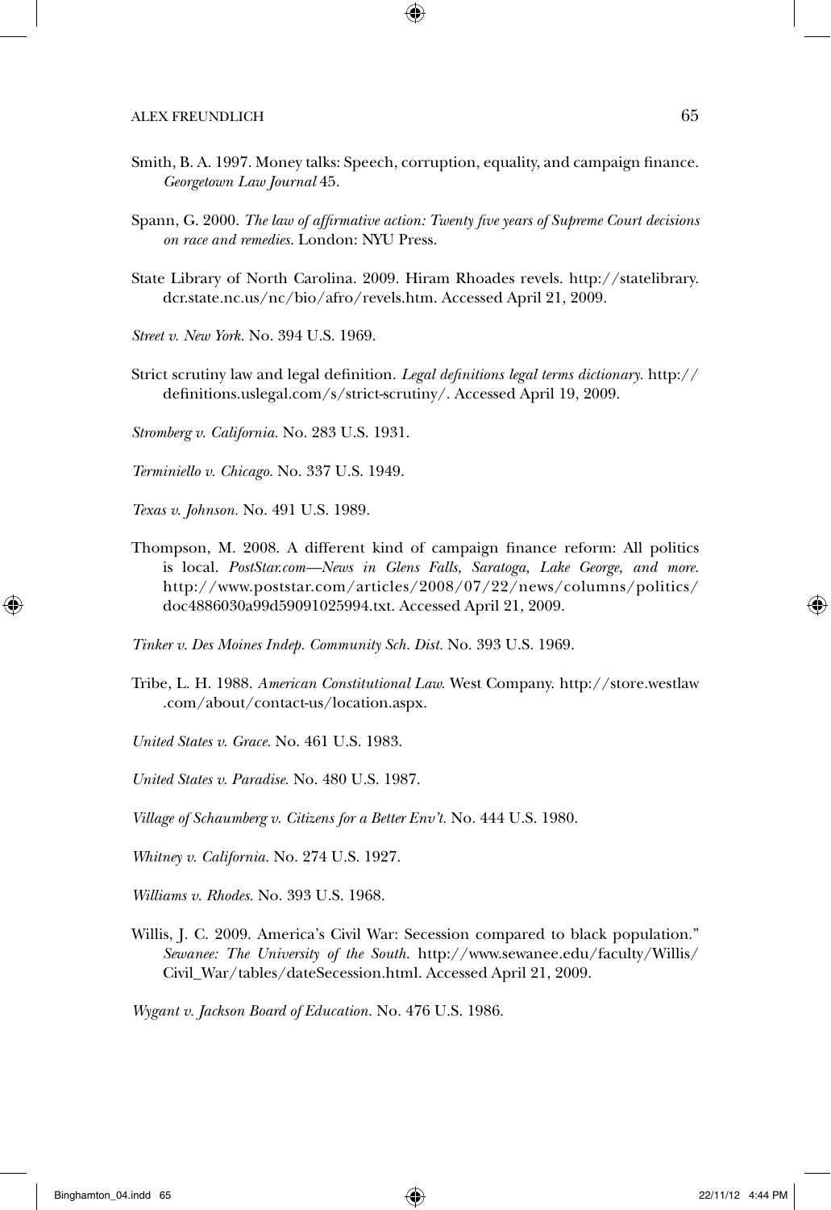Smith, B. A. 1997. Money talks: Speech, corruption, equality, and campaign finance. *Georgetown Law Journal* 45.

Spann, G. 2000. *The law of affirmative action: Twenty five years of Supreme Court decisions on race and remedies*. London: NYU Press.

State Library of North Carolina. 2009. Hiram Rhoades revels. http://statelibrary.dcr.state.nc.us/nc/bio/afro/revels.htm. Accessed April 21, 2009.

*Street v. New York*. No. 394 U.S. 1969.

Strict scrutiny law and legal definition. *Legal definitions legal terms dictionary*. http://definitions.uslegal.com/s/strict-scrutiny/. Accessed April 19, 2009.

*Stromberg v. California*. No. 283 U.S. 1931.

*Terminiello v. Chicago*. No. 337 U.S. 1949.

*Texas v. Johnson*. No. 491 U.S. 1989.

Thompson, M. 2008. A different kind of campaign finance reform: All politics is local. *PostStar.com—News in Glens Falls, Saratoga, Lake George, and more*. http://www.poststar.com/articles/2008/07/22/news/columns/politics/doc4886030a99d59091025994.txt. Accessed April 21, 2009.

*Tinker v. Des Moines Indep. Community Sch. Dist*. No. 393 U.S. 1969.

Tribe, L. H. 1988. *American Constitutional Law*. West Company. http://store.westlaw.com/about/contact-us/location.aspx.

*United States v. Grace*. No. 461 U.S. 1983.

*United States v. Paradise*. No. 480 U.S. 1987.

*Village of Schaumberg v. Citizens for a Better Env't*. No. 444 U.S. 1980.

*Whitney v. California*. No. 274 U.S. 1927.

*Williams v. Rhodes*. No. 393 U.S. 1968.

Willis, J. C. 2009. America's Civil War: Secession compared to black population." *Sewanee: The University of the South*. http://www.sewanee.edu/faculty/Willis/Civil_War/tables/dateSecession.html. Accessed April 21, 2009.

*Wygant v. Jackson Board of Education*. No. 476 U.S. 1986.